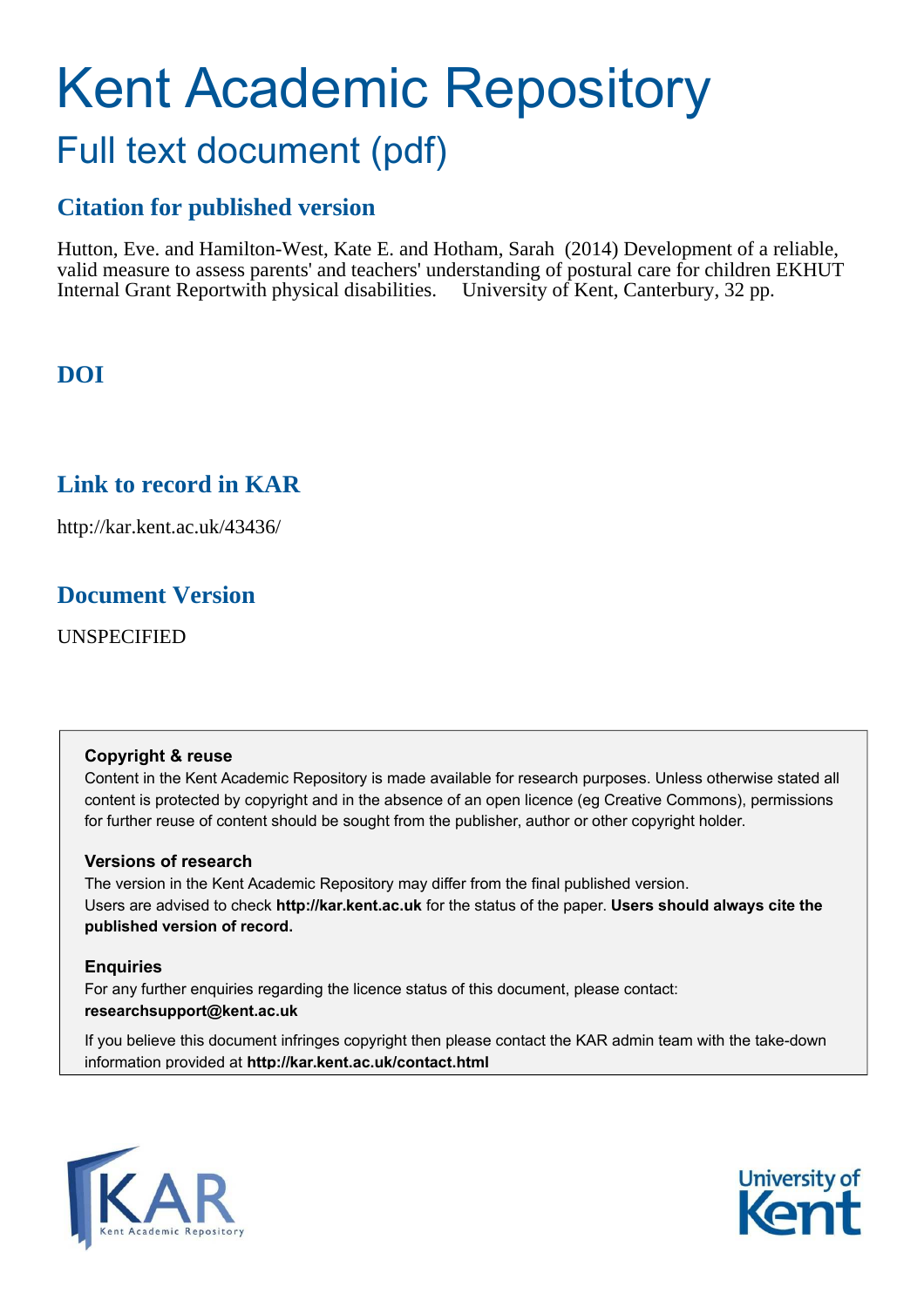# Kent Academic Repository

## Full text document (pdf)

### Citation for published version

Hutton, Eve. and Hamilton-West, Kate E. and Hotham, Sarah (2014) Development of a reliable, valid measure to assess parents' and teachers' understanding of postural care for children EKHUT Internal Grant Reportwith physical disabilities. University of Kent, Canterbury, 32 pp.

### DOI

### Link to record in KAR

http://kar.kent.ac.uk/43436/

### Document Version

UNSPECIFIED

**Copyright & reuse**

Content in the Kent Academic Repository is made available for research purposes. Unless otherwise stated all content is protected by copyright and in the absence of an open licence (eg Creative Commons), permissions for further reuse of content should be sought from the publisher, author or other copyright holder.

**Versions of research**

The version in the Kent Academic Repository may differ from the final published version. Users are advised to check **http://kar.kent.ac.uk** for the status of the paper. **Users should always cite the published version of record.**

**Enquiries**

For any further enquiries regarding the licence status of this document, please contact: **researchsupport@kent.ac.uk**

If you believe this document infringes copyright then please contact the KAR admin team with the take-down information provided at **http://kar.kent.ac.uk/contact.html**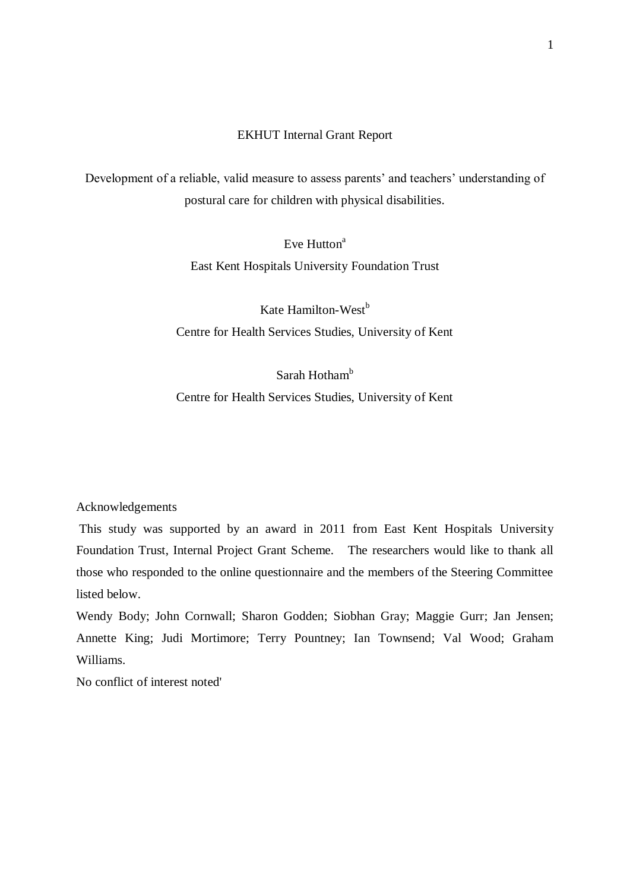EKHUT Internal Grant Report

# Development of a reliable, valid measure to assess parents' and teachers' understanding of postural care for children with physical disabilities.

Eve Hutton[a]

East Kent Hospitals University Foundation Trust

Kate Hamilton-West[b]

Centre for Health Services Studies, University of Kent

Sarah Hotham[b]

Centre for Health Services Studies, University of Kent

Acknowledgements

This study was supported by an award in 2011 from East Kent Hospitals University Foundation Trust, Internal Project Grant Scheme. The researchers would like to thank all those who responded to the online questionnaire and the members of the Steering Committee listed below.

Wendy Body; John Cornwall; Sharon Godden; Siobhan Gray; Maggie Gurr; Jan Jensen; Annette King; Judi Mortimore; Terry Pountney; Ian Townsend; Val Wood; Graham Williams.

No conflict of interest noted'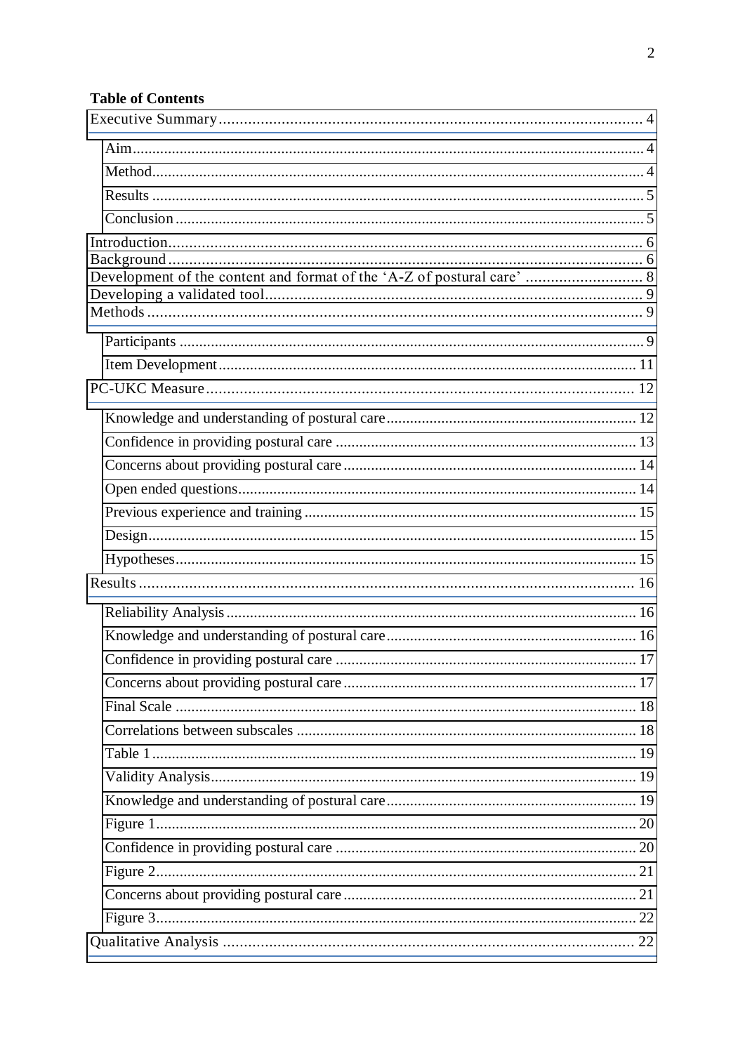**Table of Contents**

- Executive Summary .... 4
  - Aim .... 4
  - Method .... 4
  - Results .... 5
  - Conclusion .... 5
- Introduction .... 6
- Background .... 6
- Development of the content and format of the 'A-Z of postural care' .... 8
- Developing a validated tool .... 9
- Methods .... 9
  - Participants .... 9
  - Item Development .... 11
- PC-UKC Measure .... 12
  - Knowledge and understanding of postural care .... 12
  - Confidence in providing postural care .... 13
  - Concerns about providing postural care .... 14
  - Open ended questions .... 14
  - Previous experience and training .... 15
  - Design .... 15
  - Hypotheses .... 15
- Results .... 16
  - Reliability Analysis .... 16
  - Knowledge and understanding of postural care .... 16
  - Confidence in providing postural care .... 17
  - Concerns about providing postural care .... 17
  - Final Scale .... 18
  - Correlations between subscales .... 18
  - Table 1 .... 19
  - Validity Analysis .... 19
  - Knowledge and understanding of postural care .... 19
  - Figure 1 .... 20
  - Confidence in providing postural care .... 20
  - Figure 2 .... 21
  - Concerns about providing postural care .... 21
  - Figure 3 .... 22
- Qualitative Analysis .... 22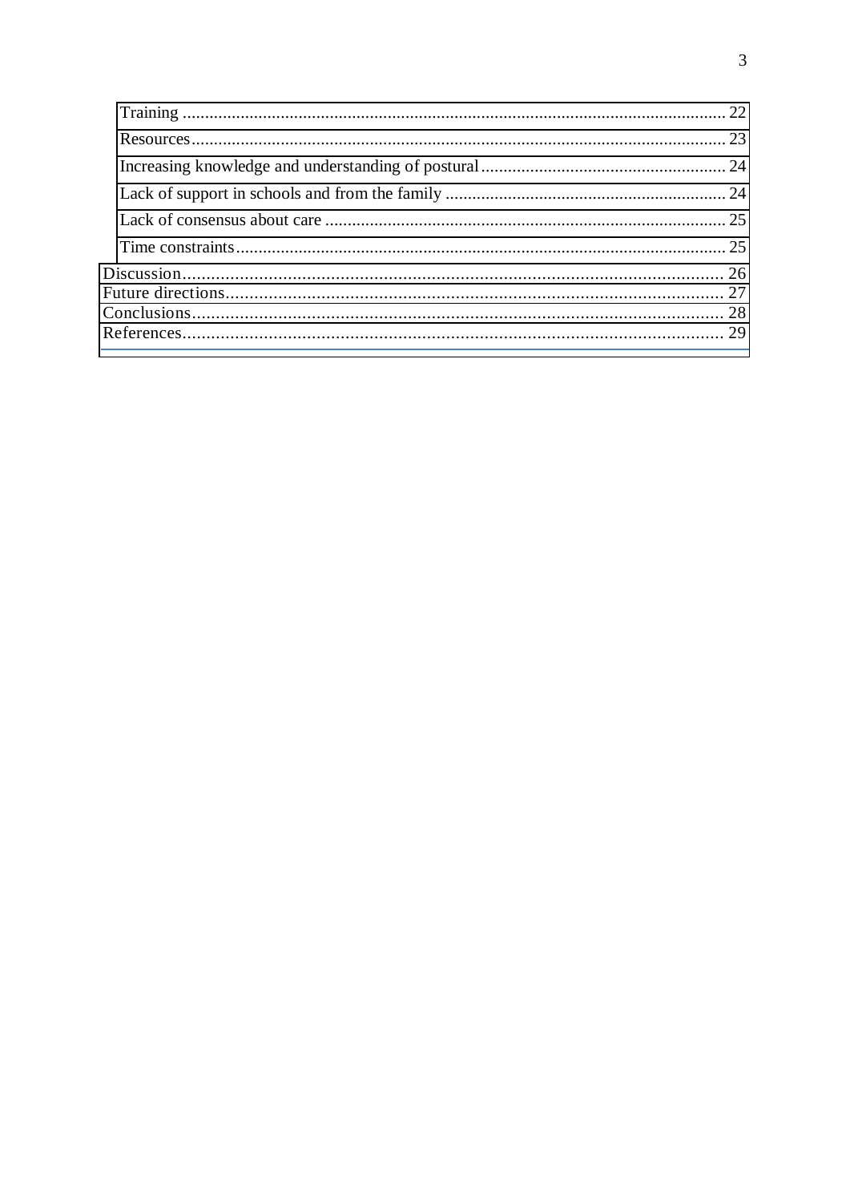- Training ........................................................................................................................ 22
- Resources ...................................................................................................................... 23
- Increasing knowledge and understanding of postural ...................................................... 24
- Lack of support in schools and from the family .............................................................. 24
- Lack of consensus about care ......................................................................................... 25
- Time constraints ............................................................................................................. 25

Discussion ................................................................................................................................. 26

Future directions ....................................................................................................................... 27

Conclusions ............................................................................................................................... 28

References ................................................................................................................................. 29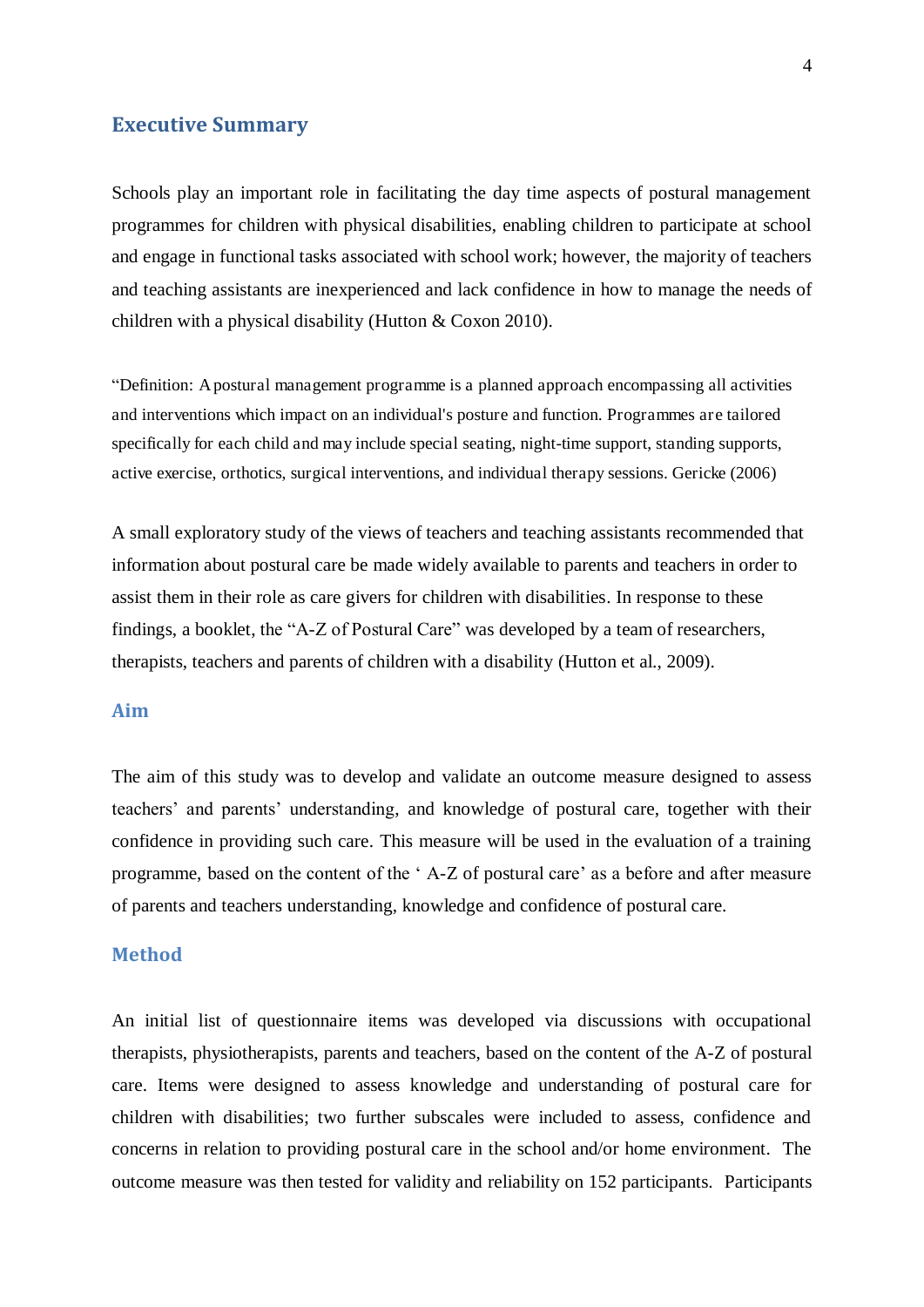## Executive Summary

Schools play an important role in facilitating the day time aspects of postural management programmes for children with physical disabilities, enabling children to participate at school and engage in functional tasks associated with school work; however, the majority of teachers and teaching assistants are inexperienced and lack confidence in how to manage the needs of children with a physical disability (Hutton & Coxon 2010).

"Definition: A postural management programme is a planned approach encompassing all activities and interventions which impact on an individual's posture and function. Programmes are tailored specifically for each child and may include special seating, night-time support, standing supports, active exercise, orthotics, surgical interventions, and individual therapy sessions. Gericke (2006)

A small exploratory study of the views of teachers and teaching assistants recommended that information about postural care be made widely available to parents and teachers in order to assist them in their role as care givers for children with disabilities. In response to these findings, a booklet, the "A-Z of Postural Care" was developed by a team of researchers, therapists, teachers and parents of children with a disability (Hutton et al., 2009).

### Aim

The aim of this study was to develop and validate an outcome measure designed to assess teachers' and parents' understanding, and knowledge of postural care, together with their confidence in providing such care. This measure will be used in the evaluation of a training programme, based on the content of the ' A-Z of postural care' as a before and after measure of parents and teachers understanding, knowledge and confidence of postural care.

### Method

An initial list of questionnaire items was developed via discussions with occupational therapists, physiotherapists, parents and teachers, based on the content of the A-Z of postural care. Items were designed to assess knowledge and understanding of postural care for children with disabilities; two further subscales were included to assess, confidence and concerns in relation to providing postural care in the school and/or home environment. The outcome measure was then tested for validity and reliability on 152 participants. Participants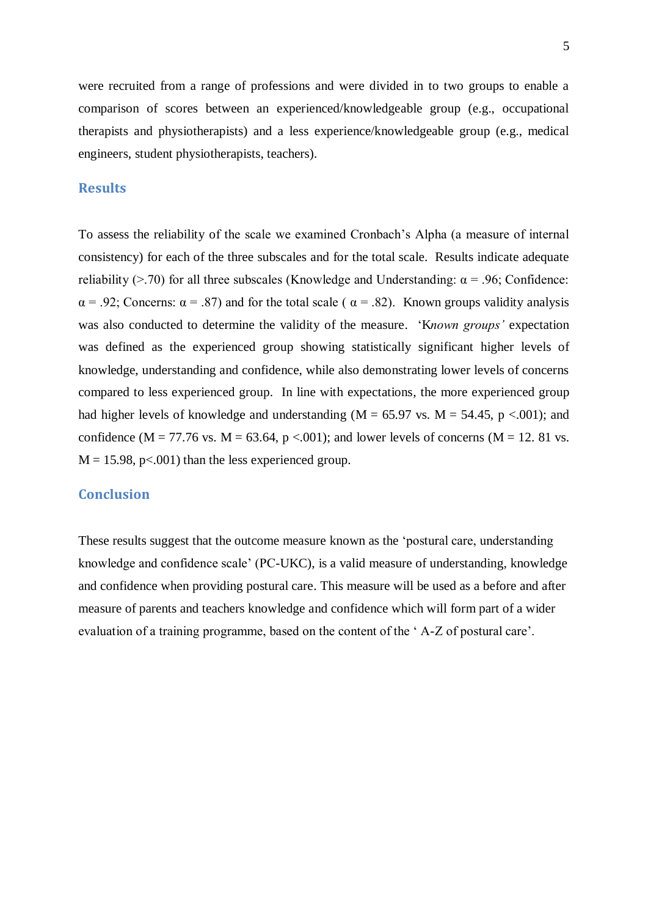were recruited from a range of professions and were divided in to two groups to enable a comparison of scores between an experienced/knowledgeable group (e.g., occupational therapists and physiotherapists) and a less experience/knowledgeable group (e.g., medical engineers, student physiotherapists, teachers).

## Results

To assess the reliability of the scale we examined Cronbach's Alpha (a measure of internal consistency) for each of the three subscales and for the total scale. Results indicate adequate reliability (>.70) for all three subscales (Knowledge and Understanding: $\alpha = .96$; Confidence: $\alpha = .92$; Concerns: $\alpha = .87$) and for the total scale ( $\alpha = .82$). Known groups validity analysis was also conducted to determine the validity of the measure. 'K*nown groups'* expectation was defined as the experienced group showing statistically significant higher levels of knowledge, understanding and confidence, while also demonstrating lower levels of concerns compared to less experienced group. In line with expectations, the more experienced group had higher levels of knowledge and understanding ($M = 65.97$ vs. $M = 54.45$, $p < .001$); and confidence ($M = 77.76$ vs. $M = 63.64$, $p < .001$); and lower levels of concerns ($M = 12.81$ vs. $M = 15.98$, $p < .001$) than the less experienced group.

## Conclusion

These results suggest that the outcome measure known as the 'postural care, understanding knowledge and confidence scale' (PC-UKC), is a valid measure of understanding, knowledge and confidence when providing postural care. This measure will be used as a before and after measure of parents and teachers knowledge and confidence which will form part of a wider evaluation of a training programme, based on the content of the ' A-Z of postural care'.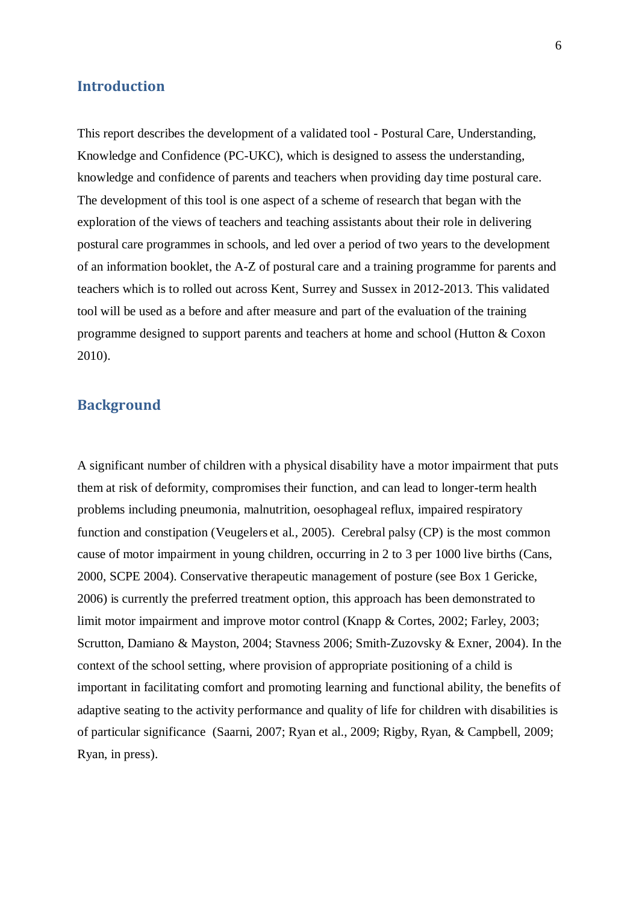## Introduction

This report describes the development of a validated tool - Postural Care, Understanding, Knowledge and Confidence (PC-UKC), which is designed to assess the understanding, knowledge and confidence of parents and teachers when providing day time postural care. The development of this tool is one aspect of a scheme of research that began with the exploration of the views of teachers and teaching assistants about their role in delivering postural care programmes in schools, and led over a period of two years to the development of an information booklet, the A-Z of postural care and a training programme for parents and teachers which is to rolled out across Kent, Surrey and Sussex in 2012-2013. This validated tool will be used as a before and after measure and part of the evaluation of the training programme designed to support parents and teachers at home and school (Hutton & Coxon 2010).

## Background

A significant number of children with a physical disability have a motor impairment that puts them at risk of deformity, compromises their function, and can lead to longer-term health problems including pneumonia, malnutrition, oesophageal reflux, impaired respiratory function and constipation (Veugelers et al., 2005). Cerebral palsy (CP) is the most common cause of motor impairment in young children, occurring in 2 to 3 per 1000 live births (Cans, 2000, SCPE 2004). Conservative therapeutic management of posture (see Box 1 Gericke, 2006) is currently the preferred treatment option, this approach has been demonstrated to limit motor impairment and improve motor control (Knapp & Cortes, 2002; Farley, 2003; Scrutton, Damiano & Mayston, 2004; Stavness 2006; Smith-Zuzovsky & Exner, 2004). In the context of the school setting, where provision of appropriate positioning of a child is important in facilitating comfort and promoting learning and functional ability, the benefits of adaptive seating to the activity performance and quality of life for children with disabilities is of particular significance (Saarni, 2007; Ryan et al., 2009; Rigby, Ryan, & Campbell, 2009; Ryan, in press).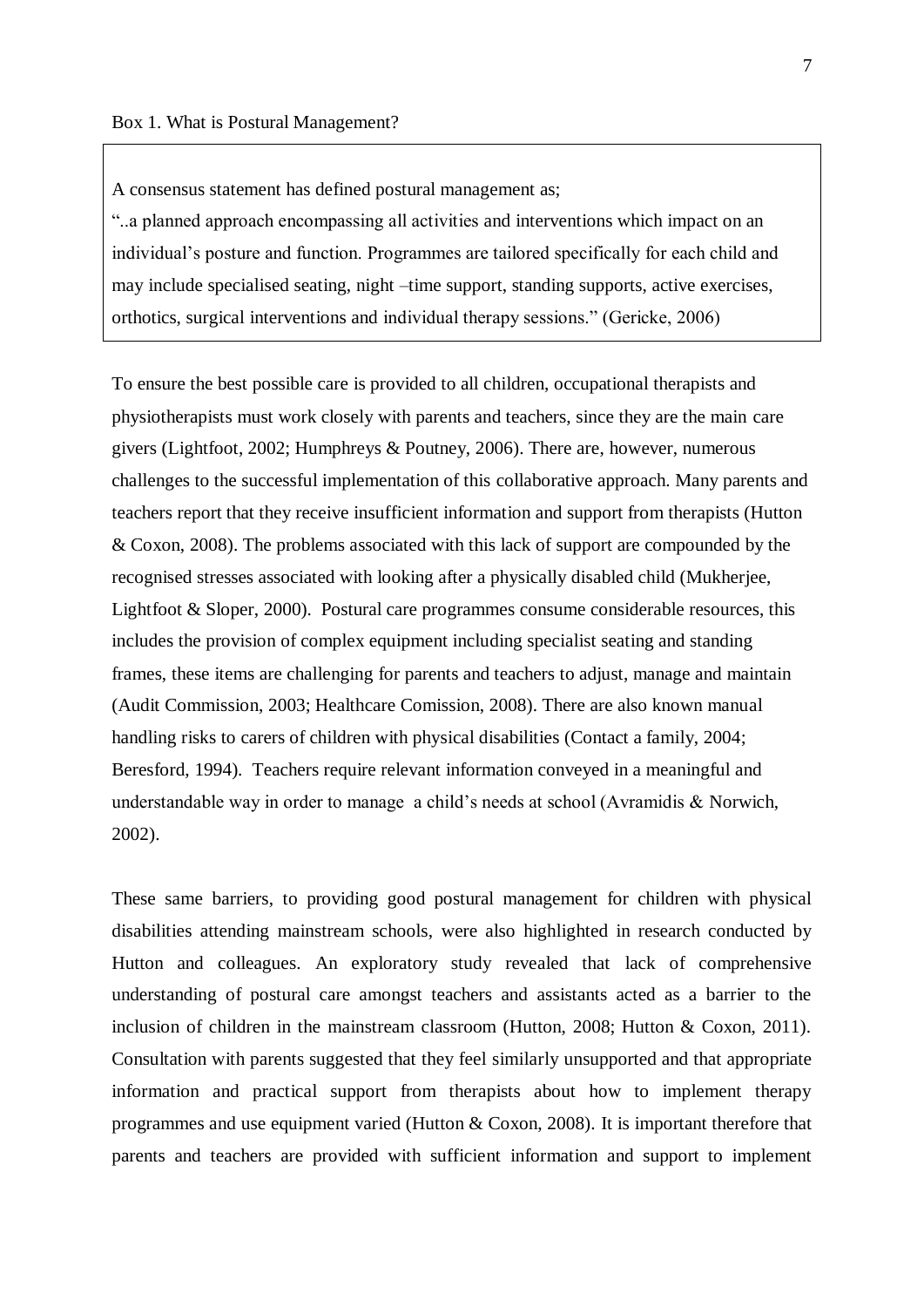Box 1. What is Postural Management?

> A consensus statement has defined postural management as;
>
> "..a planned approach encompassing all activities and interventions which impact on an individual's posture and function. Programmes are tailored specifically for each child and may include specialised seating, night –time support, standing supports, active exercises, orthotics, surgical interventions and individual therapy sessions." (Gericke, 2006)

To ensure the best possible care is provided to all children, occupational therapists and physiotherapists must work closely with parents and teachers, since they are the main care givers (Lightfoot, 2002; Humphreys & Poutney, 2006). There are, however, numerous challenges to the successful implementation of this collaborative approach. Many parents and teachers report that they receive insufficient information and support from therapists (Hutton & Coxon, 2008). The problems associated with this lack of support are compounded by the recognised stresses associated with looking after a physically disabled child (Mukherjee, Lightfoot & Sloper, 2000). Postural care programmes consume considerable resources, this includes the provision of complex equipment including specialist seating and standing frames, these items are challenging for parents and teachers to adjust, manage and maintain (Audit Commission, 2003; Healthcare Comission, 2008). There are also known manual handling risks to carers of children with physical disabilities (Contact a family, 2004; Beresford, 1994). Teachers require relevant information conveyed in a meaningful and understandable way in order to manage a child's needs at school (Avramidis & Norwich, 2002).

These same barriers, to providing good postural management for children with physical disabilities attending mainstream schools, were also highlighted in research conducted by Hutton and colleagues. An exploratory study revealed that lack of comprehensive understanding of postural care amongst teachers and assistants acted as a barrier to the inclusion of children in the mainstream classroom (Hutton, 2008; Hutton & Coxon, 2011). Consultation with parents suggested that they feel similarly unsupported and that appropriate information and practical support from therapists about how to implement therapy programmes and use equipment varied (Hutton & Coxon, 2008). It is important therefore that parents and teachers are provided with sufficient information and support to implement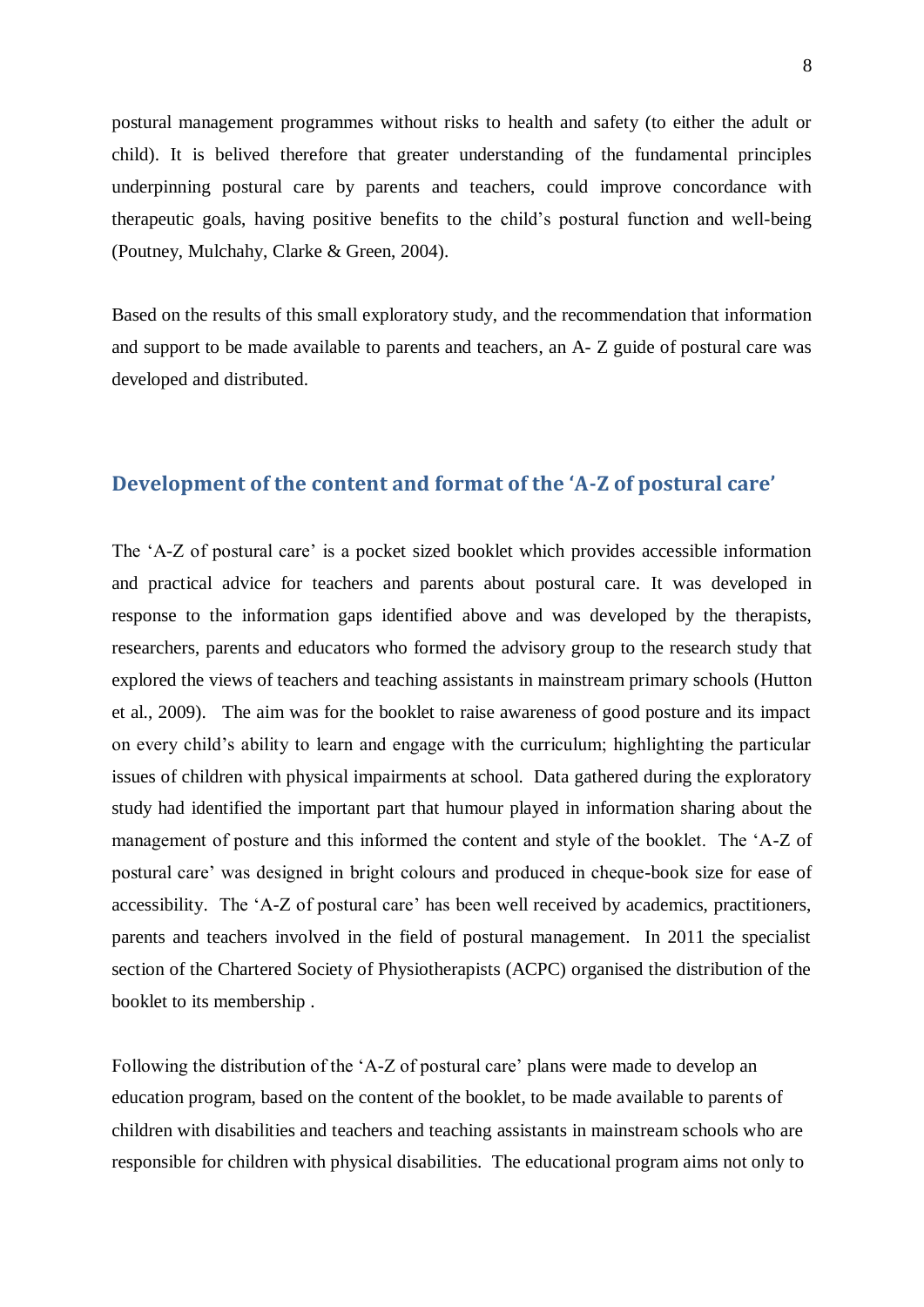postural management programmes without risks to health and safety (to either the adult or child). It is belived therefore that greater understanding of the fundamental principles underpinning postural care by parents and teachers, could improve concordance with therapeutic goals, having positive benefits to the child's postural function and well-being (Poutney, Mulchahy, Clarke & Green, 2004).

Based on the results of this small exploratory study, and the recommendation that information and support to be made available to parents and teachers, an A- Z guide of postural care was developed and distributed.

## Development of the content and format of the 'A-Z of postural care'

The 'A-Z of postural care' is a pocket sized booklet which provides accessible information and practical advice for teachers and parents about postural care. It was developed in response to the information gaps identified above and was developed by the therapists, researchers, parents and educators who formed the advisory group to the research study that explored the views of teachers and teaching assistants in mainstream primary schools (Hutton et al., 2009). The aim was for the booklet to raise awareness of good posture and its impact on every child's ability to learn and engage with the curriculum; highlighting the particular issues of children with physical impairments at school. Data gathered during the exploratory study had identified the important part that humour played in information sharing about the management of posture and this informed the content and style of the booklet. The 'A-Z of postural care' was designed in bright colours and produced in cheque-book size for ease of accessibility. The 'A-Z of postural care' has been well received by academics, practitioners, parents and teachers involved in the field of postural management. In 2011 the specialist section of the Chartered Society of Physiotherapists (ACPC) organised the distribution of the booklet to its membership .

Following the distribution of the 'A-Z of postural care' plans were made to develop an education program, based on the content of the booklet, to be made available to parents of children with disabilities and teachers and teaching assistants in mainstream schools who are responsible for children with physical disabilities. The educational program aims not only to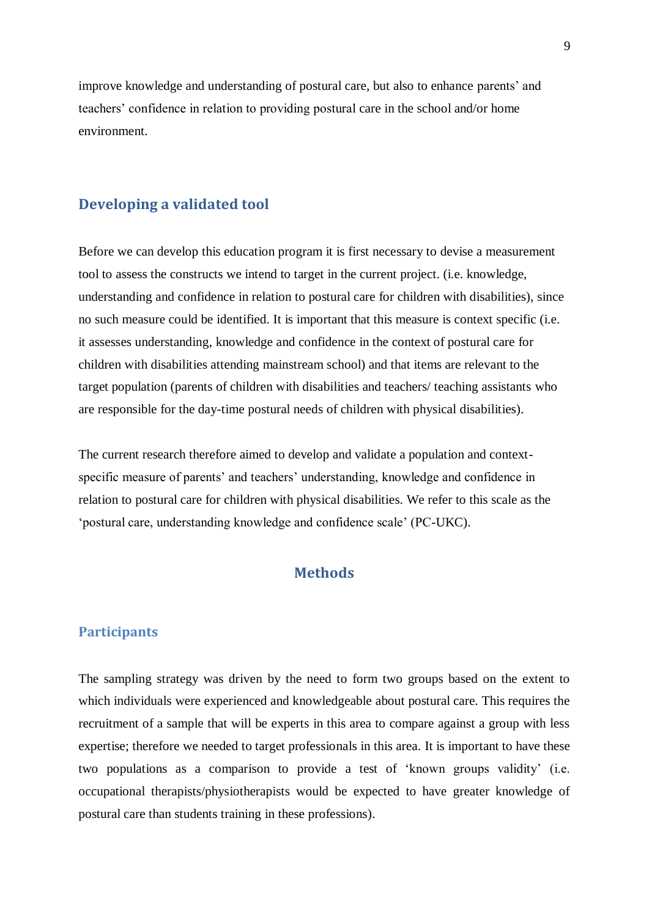improve knowledge and understanding of postural care, but also to enhance parents' and teachers' confidence in relation to providing postural care in the school and/or home environment.

## Developing a validated tool

Before we can develop this education program it is first necessary to devise a measurement tool to assess the constructs we intend to target in the current project. (i.e. knowledge, understanding and confidence in relation to postural care for children with disabilities), since no such measure could be identified. It is important that this measure is context specific (i.e. it assesses understanding, knowledge and confidence in the context of postural care for children with disabilities attending mainstream school) and that items are relevant to the target population (parents of children with disabilities and teachers/ teaching assistants who are responsible for the day-time postural needs of children with physical disabilities).

The current research therefore aimed to develop and validate a population and context-specific measure of parents' and teachers' understanding, knowledge and confidence in relation to postural care for children with physical disabilities. We refer to this scale as the 'postural care, understanding knowledge and confidence scale' (PC-UKC).

# Methods

## Participants

The sampling strategy was driven by the need to form two groups based on the extent to which individuals were experienced and knowledgeable about postural care. This requires the recruitment of a sample that will be experts in this area to compare against a group with less expertise; therefore we needed to target professionals in this area. It is important to have these two populations as a comparison to provide a test of 'known groups validity' (i.e. occupational therapists/physiotherapists would be expected to have greater knowledge of postural care than students training in these professions).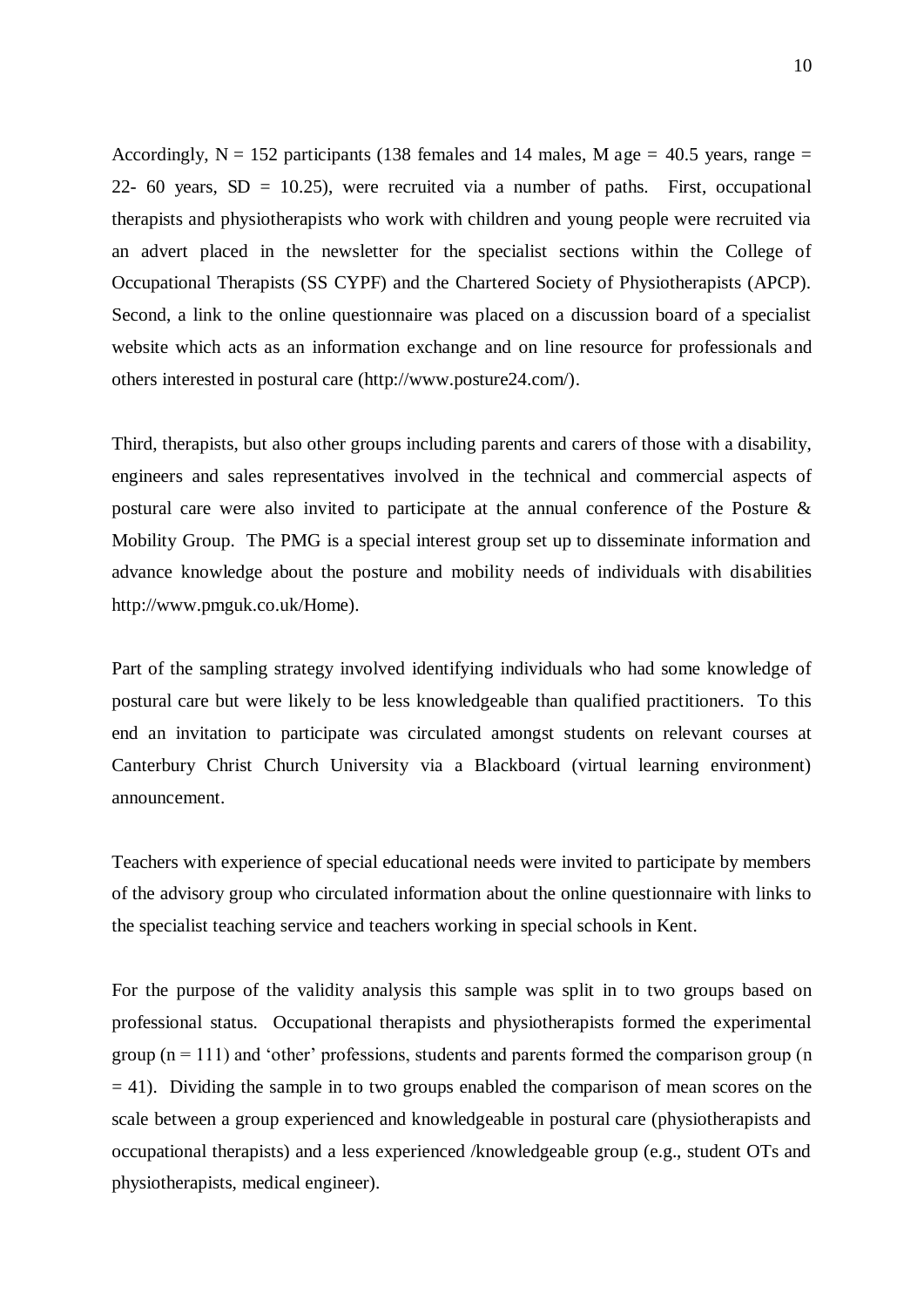Accordingly, $N = 152$ participants (138 females and 14 males, M age = 40.5 years, range = 22- 60 years, $SD = 10.25$), were recruited via a number of paths. First, occupational therapists and physiotherapists who work with children and young people were recruited via an advert placed in the newsletter for the specialist sections within the College of Occupational Therapists (SS CYPF) and the Chartered Society of Physiotherapists (APCP). Second, a link to the online questionnaire was placed on a discussion board of a specialist website which acts as an information exchange and on line resource for professionals and others interested in postural care (http://www.posture24.com/).

Third, therapists, but also other groups including parents and carers of those with a disability, engineers and sales representatives involved in the technical and commercial aspects of postural care were also invited to participate at the annual conference of the Posture & Mobility Group. The PMG is a special interest group set up to disseminate information and advance knowledge about the posture and mobility needs of individuals with disabilities http://www.pmguk.co.uk/Home).

Part of the sampling strategy involved identifying individuals who had some knowledge of postural care but were likely to be less knowledgeable than qualified practitioners. To this end an invitation to participate was circulated amongst students on relevant courses at Canterbury Christ Church University via a Blackboard (virtual learning environment) announcement.

Teachers with experience of special educational needs were invited to participate by members of the advisory group who circulated information about the online questionnaire with links to the specialist teaching service and teachers working in special schools in Kent.

For the purpose of the validity analysis this sample was split in to two groups based on professional status. Occupational therapists and physiotherapists formed the experimental group ($n = 111$) and 'other' professions, students and parents formed the comparison group ($n = 41$). Dividing the sample in to two groups enabled the comparison of mean scores on the scale between a group experienced and knowledgeable in postural care (physiotherapists and occupational therapists) and a less experienced /knowledgeable group (e.g., student OTs and physiotherapists, medical engineer).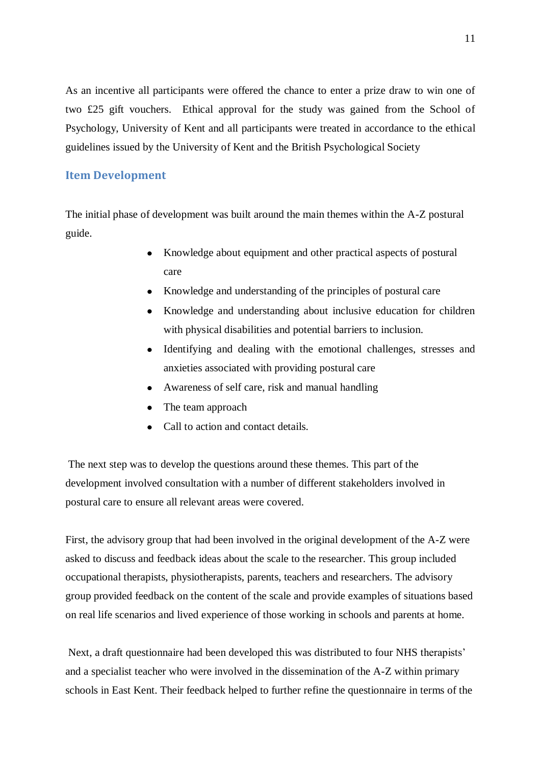As an incentive all participants were offered the chance to enter a prize draw to win one of two £25 gift vouchers. Ethical approval for the study was gained from the School of Psychology, University of Kent and all participants were treated in accordance to the ethical guidelines issued by the University of Kent and the British Psychological Society

## Item Development

The initial phase of development was built around the main themes within the A-Z postural guide.

- Knowledge about equipment and other practical aspects of postural care
- Knowledge and understanding of the principles of postural care
- Knowledge and understanding about inclusive education for children with physical disabilities and potential barriers to inclusion.
- Identifying and dealing with the emotional challenges, stresses and anxieties associated with providing postural care
- Awareness of self care, risk and manual handling
- The team approach
- Call to action and contact details.

The next step was to develop the questions around these themes. This part of the development involved consultation with a number of different stakeholders involved in postural care to ensure all relevant areas were covered.

First, the advisory group that had been involved in the original development of the A-Z were asked to discuss and feedback ideas about the scale to the researcher. This group included occupational therapists, physiotherapists, parents, teachers and researchers. The advisory group provided feedback on the content of the scale and provide examples of situations based on real life scenarios and lived experience of those working in schools and parents at home.

Next, a draft questionnaire had been developed this was distributed to four NHS therapists' and a specialist teacher who were involved in the dissemination of the A-Z within primary schools in East Kent. Their feedback helped to further refine the questionnaire in terms of the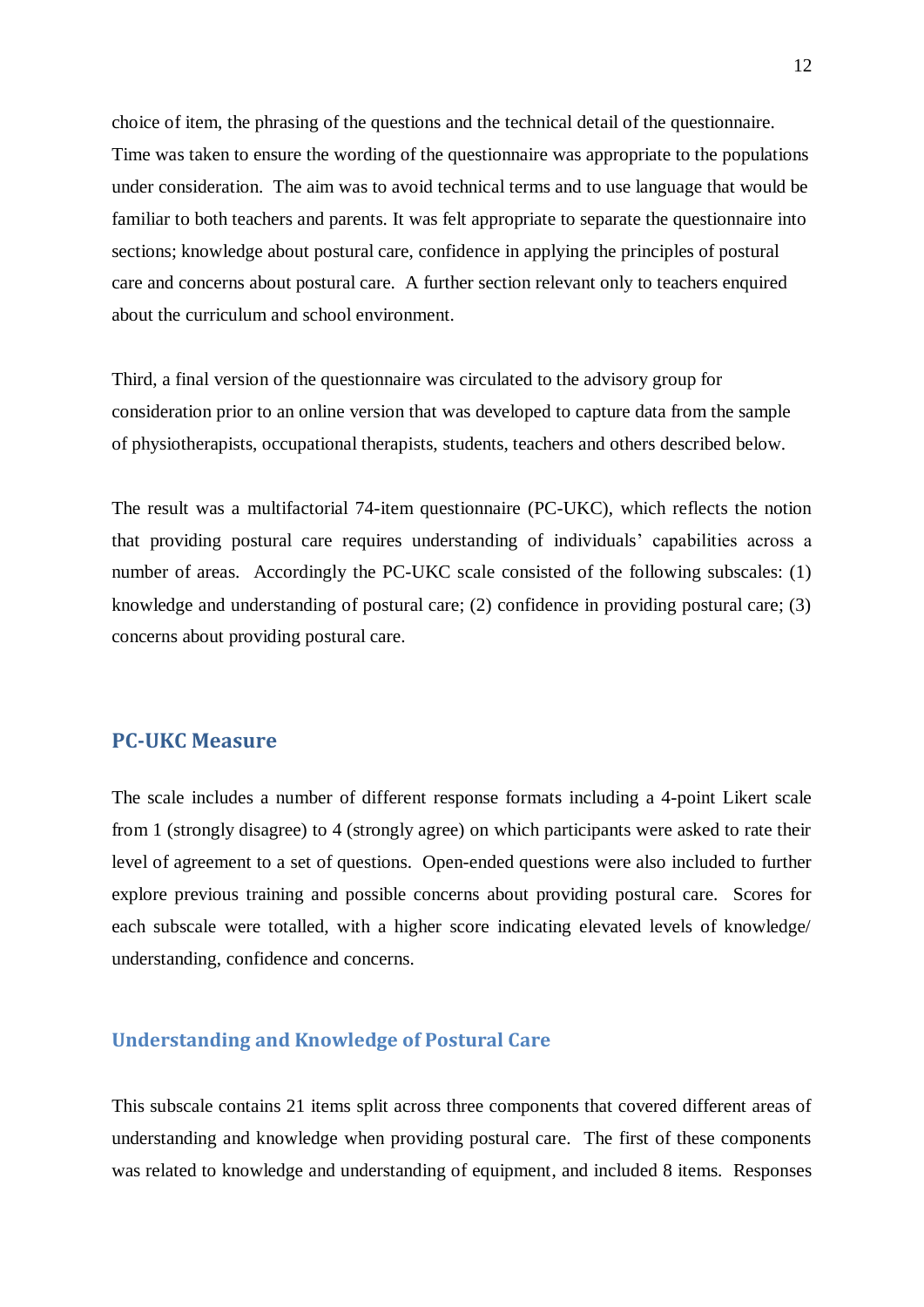choice of item, the phrasing of the questions and the technical detail of the questionnaire. Time was taken to ensure the wording of the questionnaire was appropriate to the populations under consideration. The aim was to avoid technical terms and to use language that would be familiar to both teachers and parents. It was felt appropriate to separate the questionnaire into sections; knowledge about postural care, confidence in applying the principles of postural care and concerns about postural care. A further section relevant only to teachers enquired about the curriculum and school environment.

Third, a final version of the questionnaire was circulated to the advisory group for consideration prior to an online version that was developed to capture data from the sample of physiotherapists, occupational therapists, students, teachers and others described below.

The result was a multifactorial 74-item questionnaire (PC-UKC), which reflects the notion that providing postural care requires understanding of individuals' capabilities across a number of areas. Accordingly the PC-UKC scale consisted of the following subscales: (1) knowledge and understanding of postural care; (2) confidence in providing postural care; (3) concerns about providing postural care.

## PC-UKC Measure

The scale includes a number of different response formats including a 4-point Likert scale from 1 (strongly disagree) to 4 (strongly agree) on which participants were asked to rate their level of agreement to a set of questions. Open-ended questions were also included to further explore previous training and possible concerns about providing postural care. Scores for each subscale were totalled, with a higher score indicating elevated levels of knowledge/ understanding, confidence and concerns.

### Understanding and Knowledge of Postural Care

This subscale contains 21 items split across three components that covered different areas of understanding and knowledge when providing postural care. The first of these components was related to knowledge and understanding of equipment, and included 8 items. Responses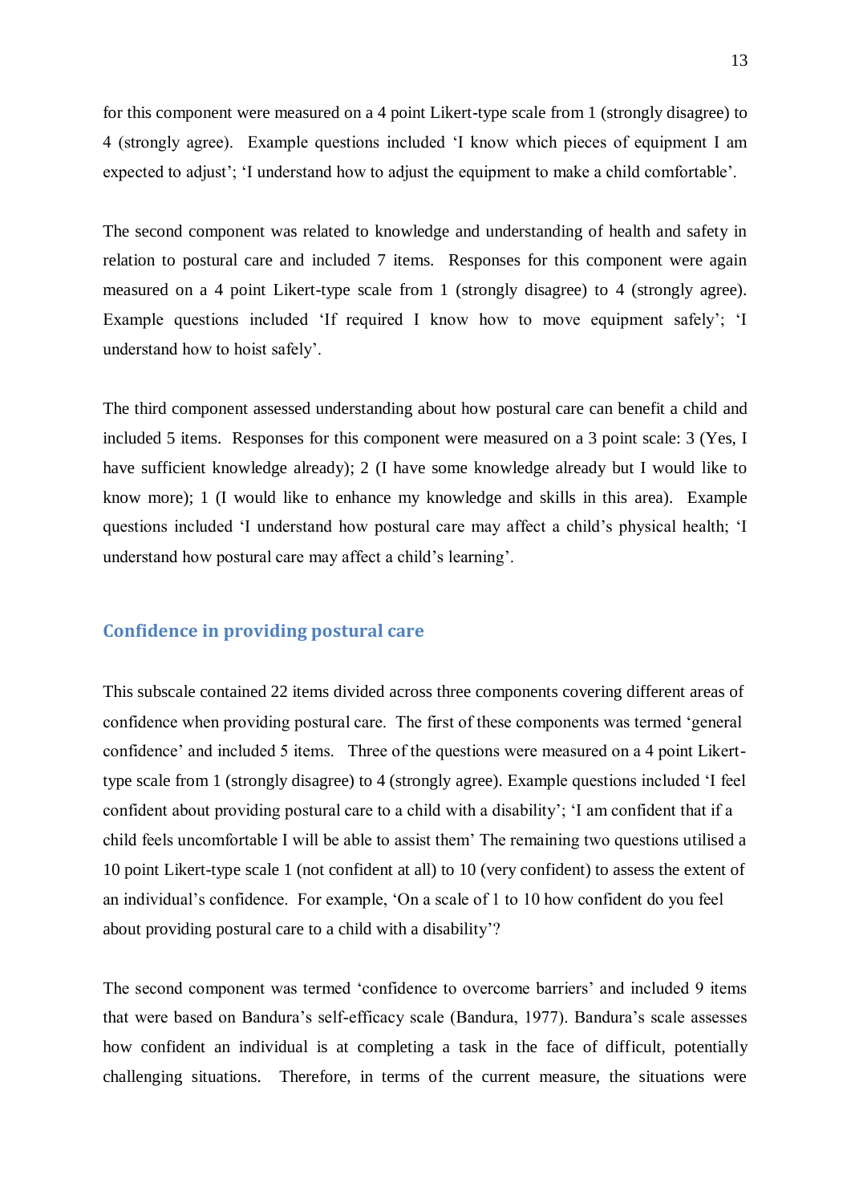for this component were measured on a 4 point Likert-type scale from 1 (strongly disagree) to 4 (strongly agree). Example questions included 'I know which pieces of equipment I am expected to adjust'; 'I understand how to adjust the equipment to make a child comfortable'.

The second component was related to knowledge and understanding of health and safety in relation to postural care and included 7 items. Responses for this component were again measured on a 4 point Likert-type scale from 1 (strongly disagree) to 4 (strongly agree). Example questions included 'If required I know how to move equipment safely'; 'I understand how to hoist safely'.

The third component assessed understanding about how postural care can benefit a child and included 5 items. Responses for this component were measured on a 3 point scale: 3 (Yes, I have sufficient knowledge already); 2 (I have some knowledge already but I would like to know more); 1 (I would like to enhance my knowledge and skills in this area). Example questions included 'I understand how postural care may affect a child's physical health; 'I understand how postural care may affect a child's learning'.

## Confidence in providing postural care

This subscale contained 22 items divided across three components covering different areas of confidence when providing postural care. The first of these components was termed 'general confidence' and included 5 items. Three of the questions were measured on a 4 point Likert-type scale from 1 (strongly disagree) to 4 (strongly agree). Example questions included 'I feel confident about providing postural care to a child with a disability'; 'I am confident that if a child feels uncomfortable I will be able to assist them' The remaining two questions utilised a 10 point Likert-type scale 1 (not confident at all) to 10 (very confident) to assess the extent of an individual's confidence. For example, 'On a scale of 1 to 10 how confident do you feel about providing postural care to a child with a disability'?

The second component was termed 'confidence to overcome barriers' and included 9 items that were based on Bandura's self-efficacy scale (Bandura, 1977). Bandura's scale assesses how confident an individual is at completing a task in the face of difficult, potentially challenging situations. Therefore, in terms of the current measure, the situations were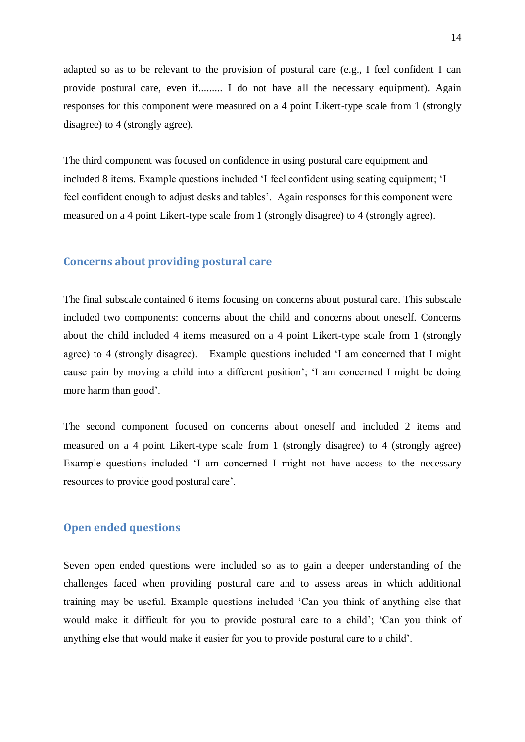adapted so as to be relevant to the provision of postural care (e.g., I feel confident I can provide postural care, even if......... I do not have all the necessary equipment). Again responses for this component were measured on a 4 point Likert-type scale from 1 (strongly disagree) to 4 (strongly agree).

The third component was focused on confidence in using postural care equipment and included 8 items. Example questions included 'I feel confident using seating equipment; 'I feel confident enough to adjust desks and tables'. Again responses for this component were measured on a 4 point Likert-type scale from 1 (strongly disagree) to 4 (strongly agree).

### Concerns about providing postural care

The final subscale contained 6 items focusing on concerns about postural care. This subscale included two components: concerns about the child and concerns about oneself. Concerns about the child included 4 items measured on a 4 point Likert-type scale from 1 (strongly agree) to 4 (strongly disagree). Example questions included 'I am concerned that I might cause pain by moving a child into a different position'; 'I am concerned I might be doing more harm than good'.

The second component focused on concerns about oneself and included 2 items and measured on a 4 point Likert-type scale from 1 (strongly disagree) to 4 (strongly agree) Example questions included 'I am concerned I might not have access to the necessary resources to provide good postural care'.

### Open ended questions

Seven open ended questions were included so as to gain a deeper understanding of the challenges faced when providing postural care and to assess areas in which additional training may be useful. Example questions included 'Can you think of anything else that would make it difficult for you to provide postural care to a child'; 'Can you think of anything else that would make it easier for you to provide postural care to a child'.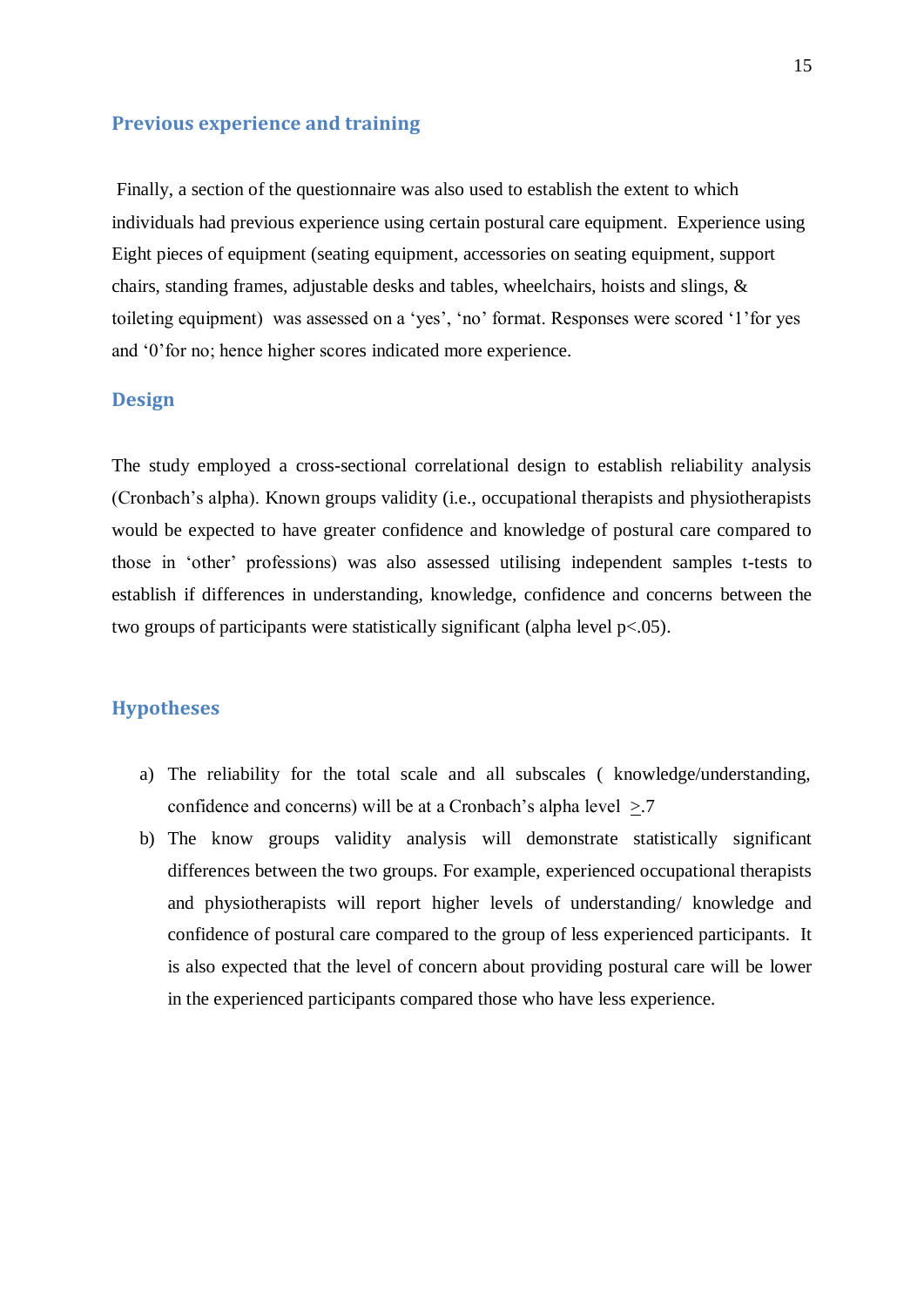## Previous experience and training

Finally, a section of the questionnaire was also used to establish the extent to which individuals had previous experience using certain postural care equipment. Experience using Eight pieces of equipment (seating equipment, accessories on seating equipment, support chairs, standing frames, adjustable desks and tables, wheelchairs, hoists and slings, & toileting equipment) was assessed on a 'yes', 'no' format. Responses were scored '1'for yes and '0'for no; hence higher scores indicated more experience.

## Design

The study employed a cross-sectional correlational design to establish reliability analysis (Cronbach's alpha). Known groups validity (i.e., occupational therapists and physiotherapists would be expected to have greater confidence and knowledge of postural care compared to those in 'other' professions) was also assessed utilising independent samples t-tests to establish if differences in understanding, knowledge, confidence and concerns between the two groups of participants were statistically significant (alpha level $p<.05$).

## Hypotheses

a) The reliability for the total scale and all subscales ( knowledge/understanding, confidence and concerns) will be at a Cronbach's alpha level $\geq .7$

b) The know groups validity analysis will demonstrate statistically significant differences between the two groups. For example, experienced occupational therapists and physiotherapists will report higher levels of understanding/ knowledge and confidence of postural care compared to the group of less experienced participants. It is also expected that the level of concern about providing postural care will be lower in the experienced participants compared those who have less experience.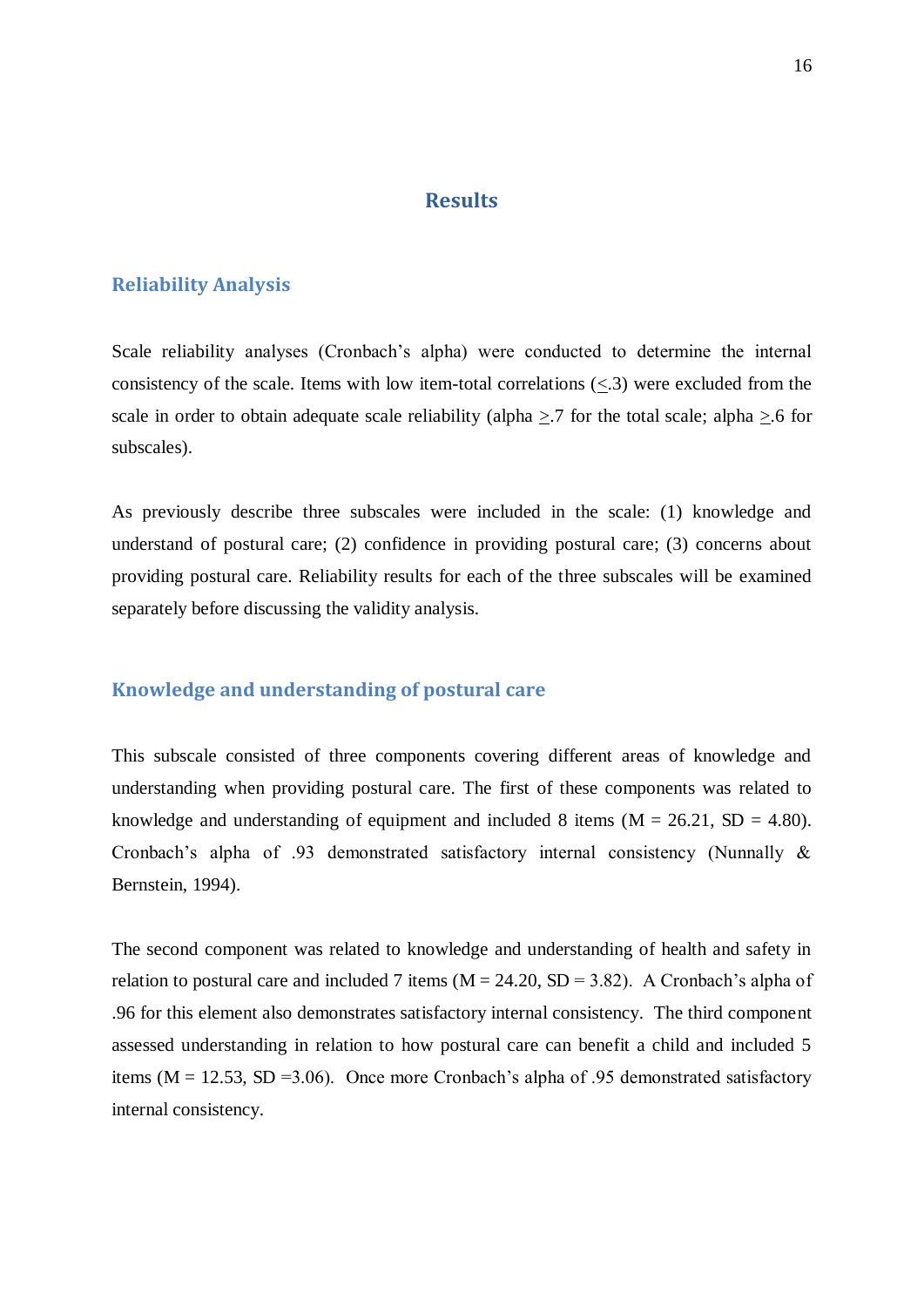# Results

## Reliability Analysis

Scale reliability analyses (Cronbach's alpha) were conducted to determine the internal consistency of the scale. Items with low item-total correlations ($\leq$.3) were excluded from the scale in order to obtain adequate scale reliability (alpha $\geq$.7 for the total scale; alpha $\geq$.6 for subscales).

As previously describe three subscales were included in the scale: (1) knowledge and understand of postural care; (2) confidence in providing postural care; (3) concerns about providing postural care. Reliability results for each of the three subscales will be examined separately before discussing the validity analysis.

## Knowledge and understanding of postural care

This subscale consisted of three components covering different areas of knowledge and understanding when providing postural care. The first of these components was related to knowledge and understanding of equipment and included 8 items ($M = 26.21$, $SD = 4.80$). Cronbach's alpha of .93 demonstrated satisfactory internal consistency (Nunnally & Bernstein, 1994).

The second component was related to knowledge and understanding of health and safety in relation to postural care and included 7 items ($M = 24.20$, $SD = 3.82$). A Cronbach's alpha of .96 for this element also demonstrates satisfactory internal consistency. The third component assessed understanding in relation to how postural care can benefit a child and included 5 items ($M = 12.53$, $SD = 3.06$). Once more Cronbach's alpha of .95 demonstrated satisfactory internal consistency.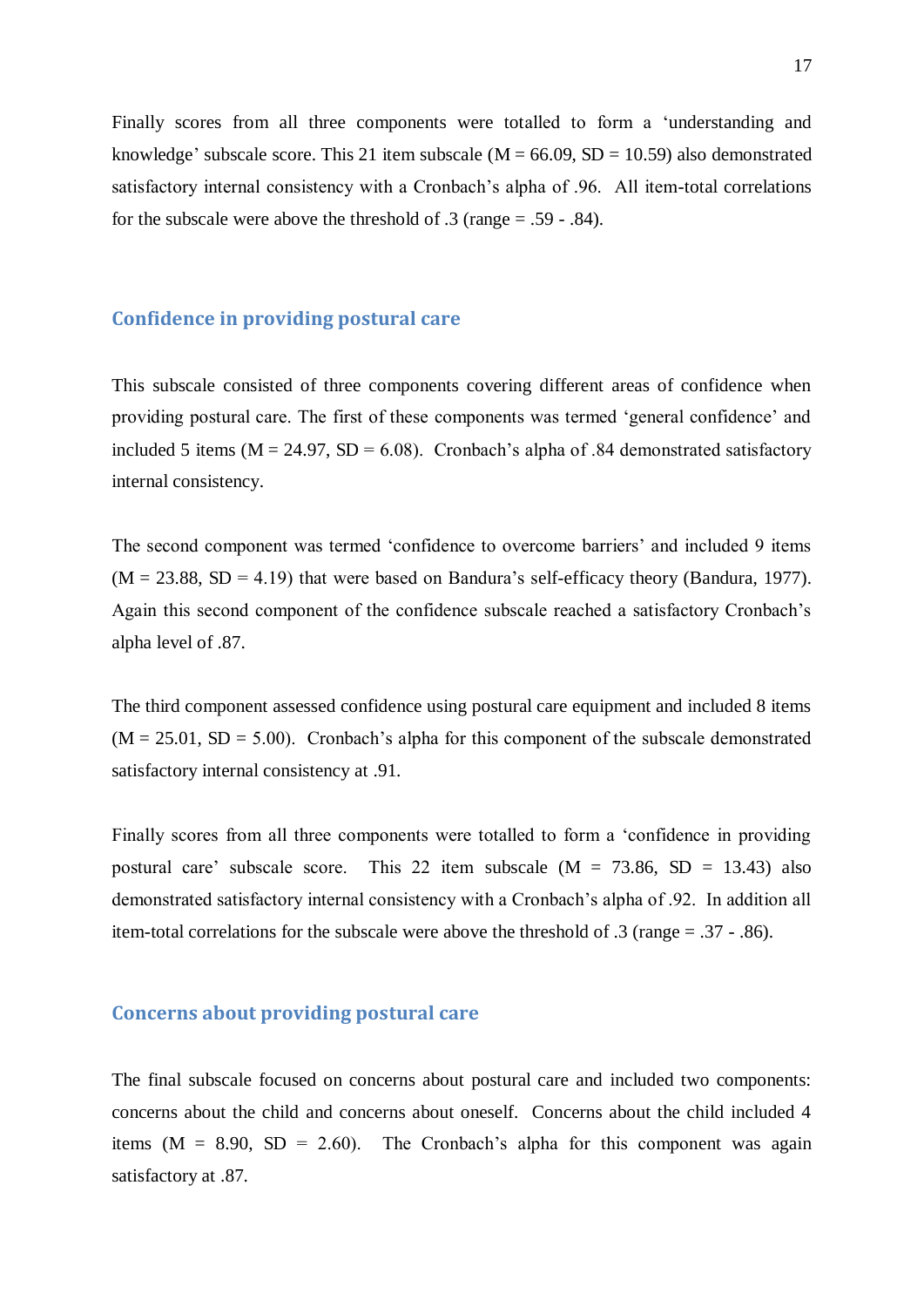Finally scores from all three components were totalled to form a 'understanding and knowledge' subscale score. This 21 item subscale (M = 66.09, SD = 10.59) also demonstrated satisfactory internal consistency with a Cronbach's alpha of .96. All item-total correlations for the subscale were above the threshold of .3 (range = .59 - .84).

## Confidence in providing postural care

This subscale consisted of three components covering different areas of confidence when providing postural care. The first of these components was termed 'general confidence' and included 5 items (M = 24.97, SD = 6.08). Cronbach's alpha of .84 demonstrated satisfactory internal consistency.

The second component was termed 'confidence to overcome barriers' and included 9 items (M = 23.88, SD = 4.19) that were based on Bandura's self-efficacy theory (Bandura, 1977). Again this second component of the confidence subscale reached a satisfactory Cronbach's alpha level of .87.

The third component assessed confidence using postural care equipment and included 8 items (M = 25.01, SD = 5.00). Cronbach's alpha for this component of the subscale demonstrated satisfactory internal consistency at .91.

Finally scores from all three components were totalled to form a 'confidence in providing postural care' subscale score. This 22 item subscale (M = 73.86, SD = 13.43) also demonstrated satisfactory internal consistency with a Cronbach's alpha of .92. In addition all item-total correlations for the subscale were above the threshold of .3 (range = .37 - .86).

## Concerns about providing postural care

The final subscale focused on concerns about postural care and included two components: concerns about the child and concerns about oneself. Concerns about the child included 4 items (M = 8.90, SD = 2.60). The Cronbach's alpha for this component was again satisfactory at .87.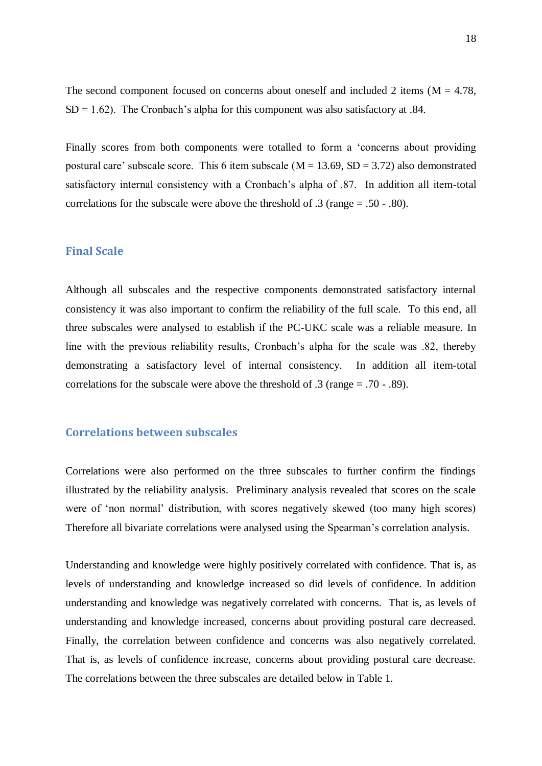The second component focused on concerns about oneself and included 2 items ($M = 4.78$, $SD = 1.62$). The Cronbach's alpha for this component was also satisfactory at .84.

Finally scores from both components were totalled to form a 'concerns about providing postural care' subscale score. This 6 item subscale ($M = 13.69$, $SD = 3.72$) also demonstrated satisfactory internal consistency with a Cronbach's alpha of .87. In addition all item-total correlations for the subscale were above the threshold of .3 (range = .50 - .80).

## Final Scale

Although all subscales and the respective components demonstrated satisfactory internal consistency it was also important to confirm the reliability of the full scale. To this end, all three subscales were analysed to establish if the PC-UKC scale was a reliable measure. In line with the previous reliability results, Cronbach's alpha for the scale was .82, thereby demonstrating a satisfactory level of internal consistency. In addition all item-total correlations for the subscale were above the threshold of .3 (range = .70 - .89).

## Correlations between subscales

Correlations were also performed on the three subscales to further confirm the findings illustrated by the reliability analysis. Preliminary analysis revealed that scores on the scale were of 'non normal' distribution, with scores negatively skewed (too many high scores) Therefore all bivariate correlations were analysed using the Spearman's correlation analysis.

Understanding and knowledge were highly positively correlated with confidence. That is, as levels of understanding and knowledge increased so did levels of confidence. In addition understanding and knowledge was negatively correlated with concerns. That is, as levels of understanding and knowledge increased, concerns about providing postural care decreased. Finally, the correlation between confidence and concerns was also negatively correlated. That is, as levels of confidence increase, concerns about providing postural care decrease. The correlations between the three subscales are detailed below in Table 1.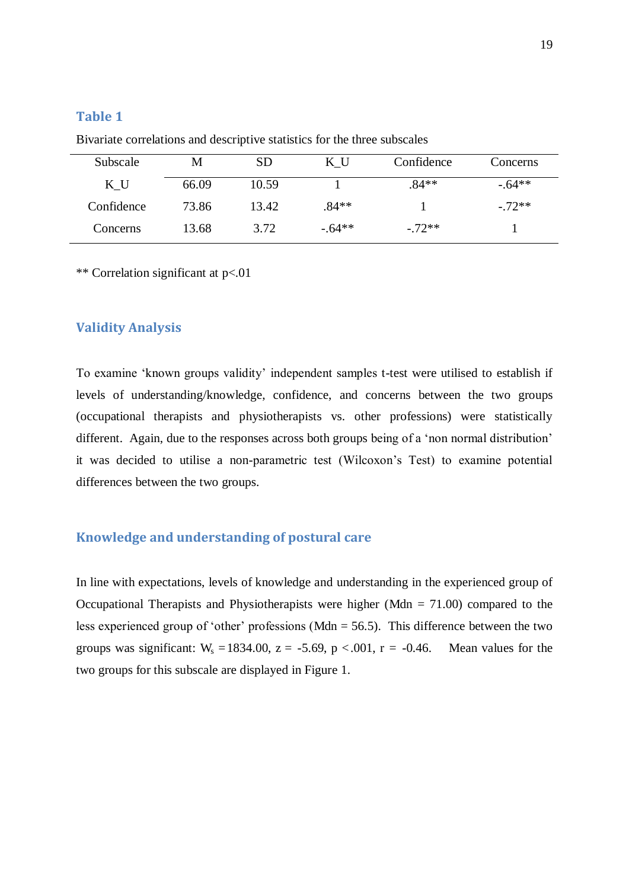**Table 1**

Bivariate correlations and descriptive statistics for the three subscales

| Subscale | M | SD | K_U | Confidence | Concerns |
|---|---|---|---|---|---|
| K_U | 66.09 | 10.59 | 1 | .84** | -.64** |
| Confidence | 73.86 | 13.42 | .84** | 1 | -.72** |
| Concerns | 13.68 | 3.72 | -.64** | -.72** | 1 |

** Correlation significant at p<.01

## Validity Analysis

To examine 'known groups validity' independent samples t-test were utilised to establish if levels of understanding/knowledge, confidence, and concerns between the two groups (occupational therapists and physiotherapists vs. other professions) were statistically different. Again, due to the responses across both groups being of a 'non normal distribution' it was decided to utilise a non-parametric test (Wilcoxon's Test) to examine potential differences between the two groups.

## Knowledge and understanding of postural care

In line with expectations, levels of knowledge and understanding in the experienced group of Occupational Therapists and Physiotherapists were higher (Mdn = 71.00) compared to the less experienced group of 'other' professions (Mdn = 56.5). This difference between the two groups was significant: $W_s = 1834.00$, $z = -5.69$, $p < .001$, $r = -0.46$. Mean values for the two groups for this subscale are displayed in Figure 1.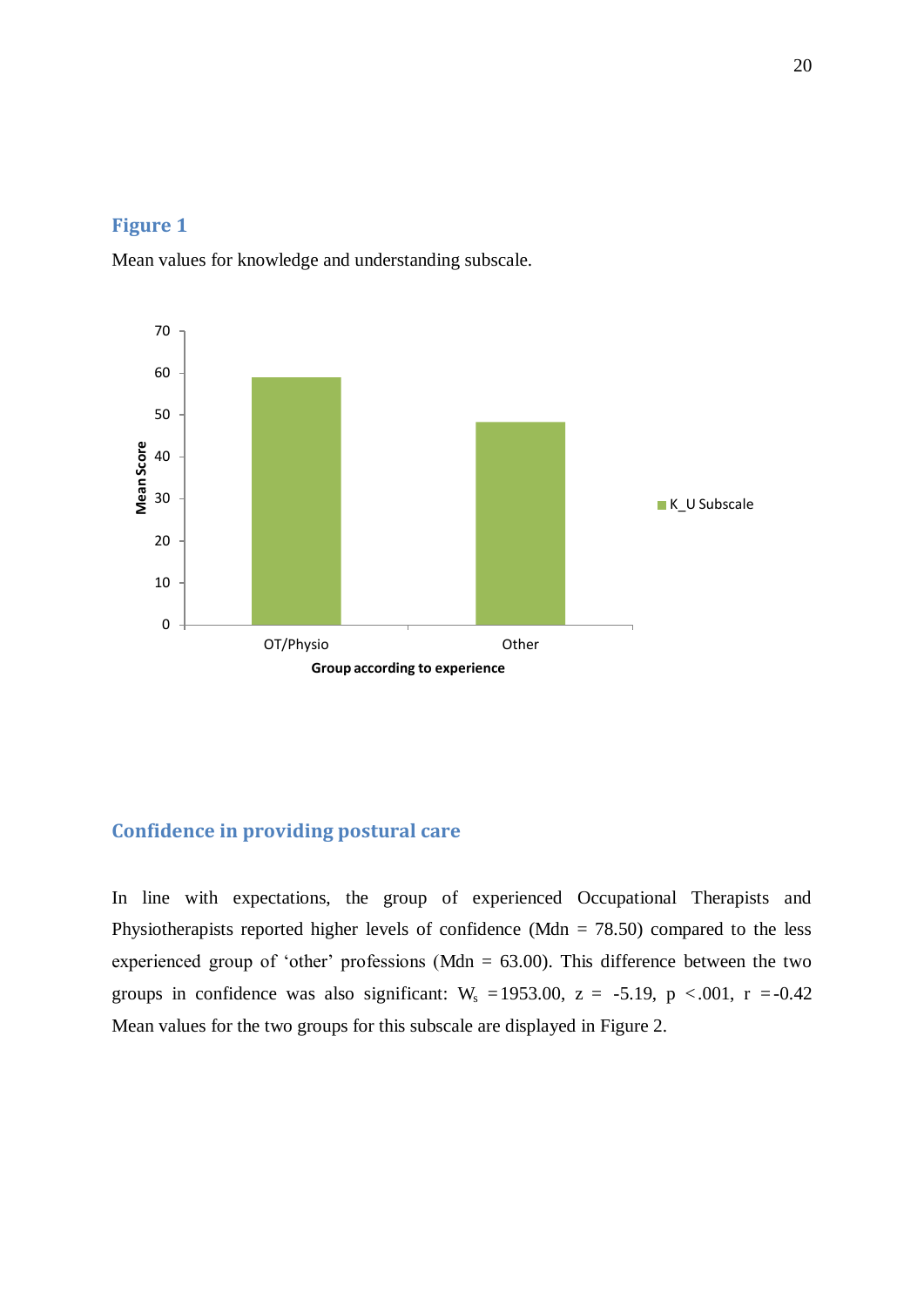**Figure 1**

Mean values for knowledge and understanding subscale.

## Confidence in providing postural care

In line with expectations, the group of experienced Occupational Therapists and Physiotherapists reported higher levels of confidence (Mdn = 78.50) compared to the less experienced group of 'other' professions (Mdn = 63.00). This difference between the two groups in confidence was also significant: $W_s = 1953.00$, $z = -5.19$, $p < .001$, $r = -0.42$ Mean values for the two groups for this subscale are displayed in Figure 2.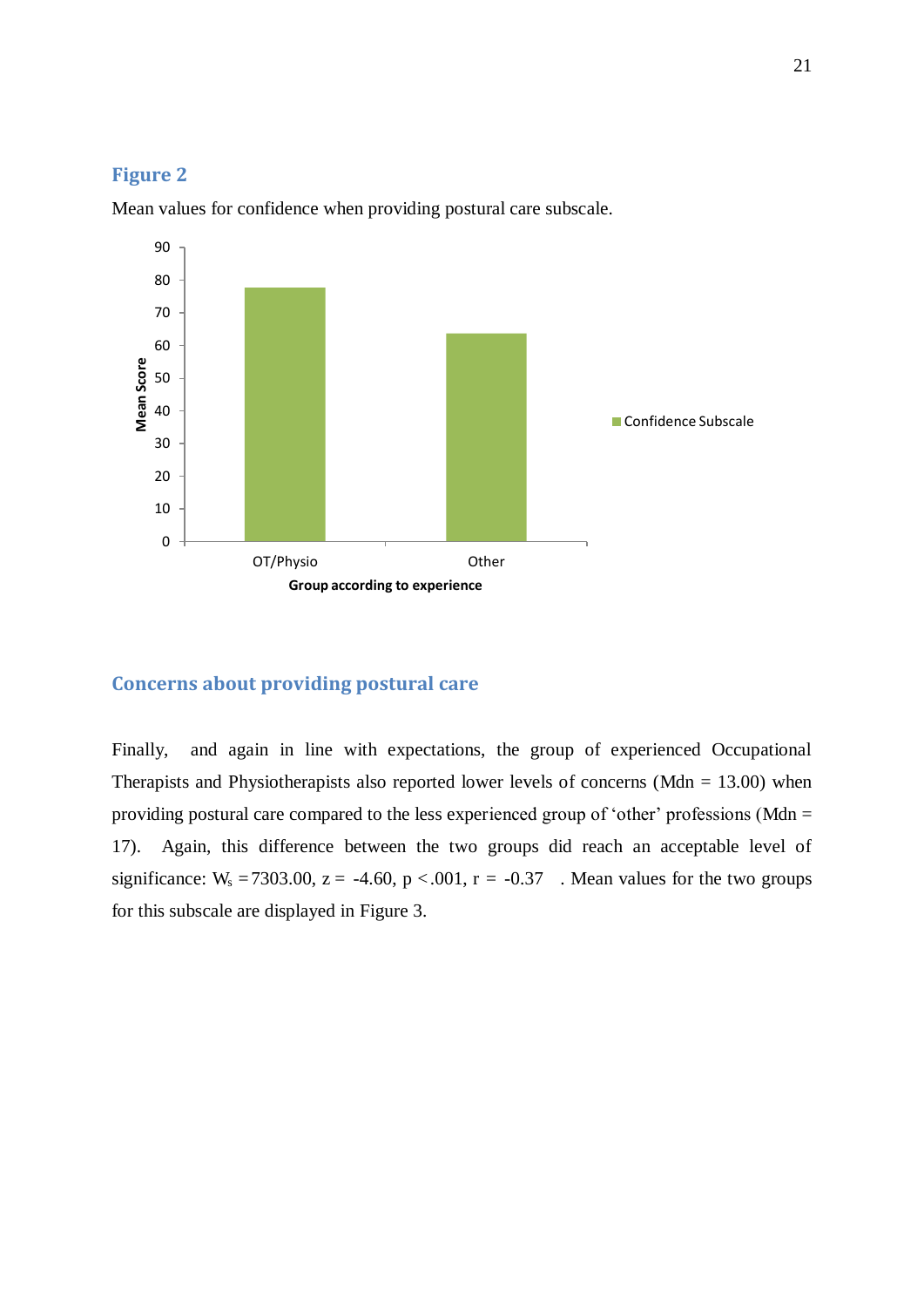## Figure 2

Mean values for confidence when providing postural care subscale.

## Concerns about providing postural care

Finally, and again in line with expectations, the group of experienced Occupational Therapists and Physiotherapists also reported lower levels of concerns (Mdn = 13.00) when providing postural care compared to the less experienced group of 'other' professions (Mdn = 17). Again, this difference between the two groups did reach an acceptable level of significance: $W_s = 7303.00$, $z = -4.60$, $p < .001$, $r = -0.37$ . Mean values for the two groups for this subscale are displayed in Figure 3.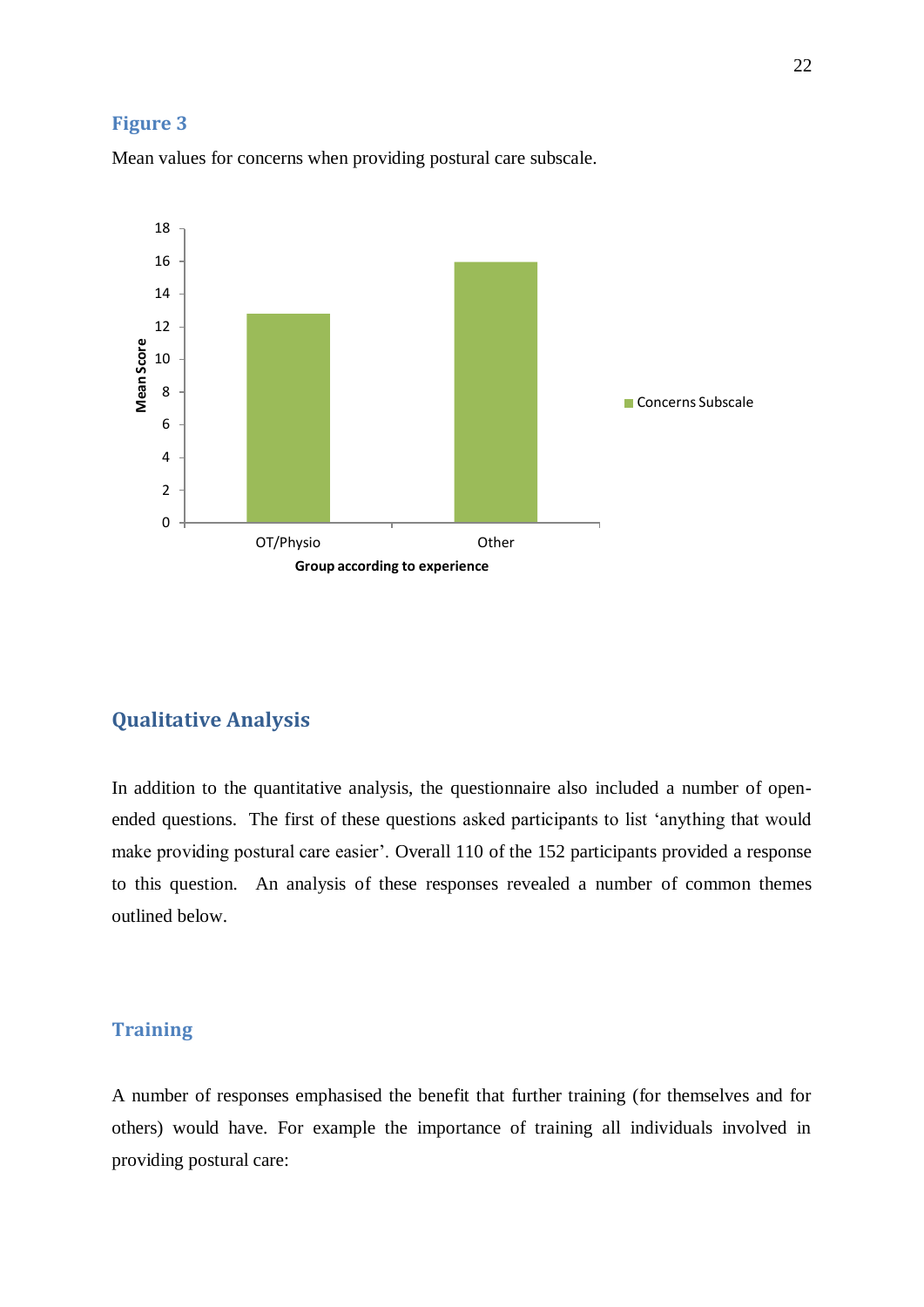### Figure 3

Mean values for concerns when providing postural care subscale.

## Qualitative Analysis

In addition to the quantitative analysis, the questionnaire also included a number of open-ended questions. The first of these questions asked participants to list 'anything that would make providing postural care easier'. Overall 110 of the 152 participants provided a response to this question. An analysis of these responses revealed a number of common themes outlined below.

### Training

A number of responses emphasised the benefit that further training (for themselves and for others) would have. For example the importance of training all individuals involved in providing postural care: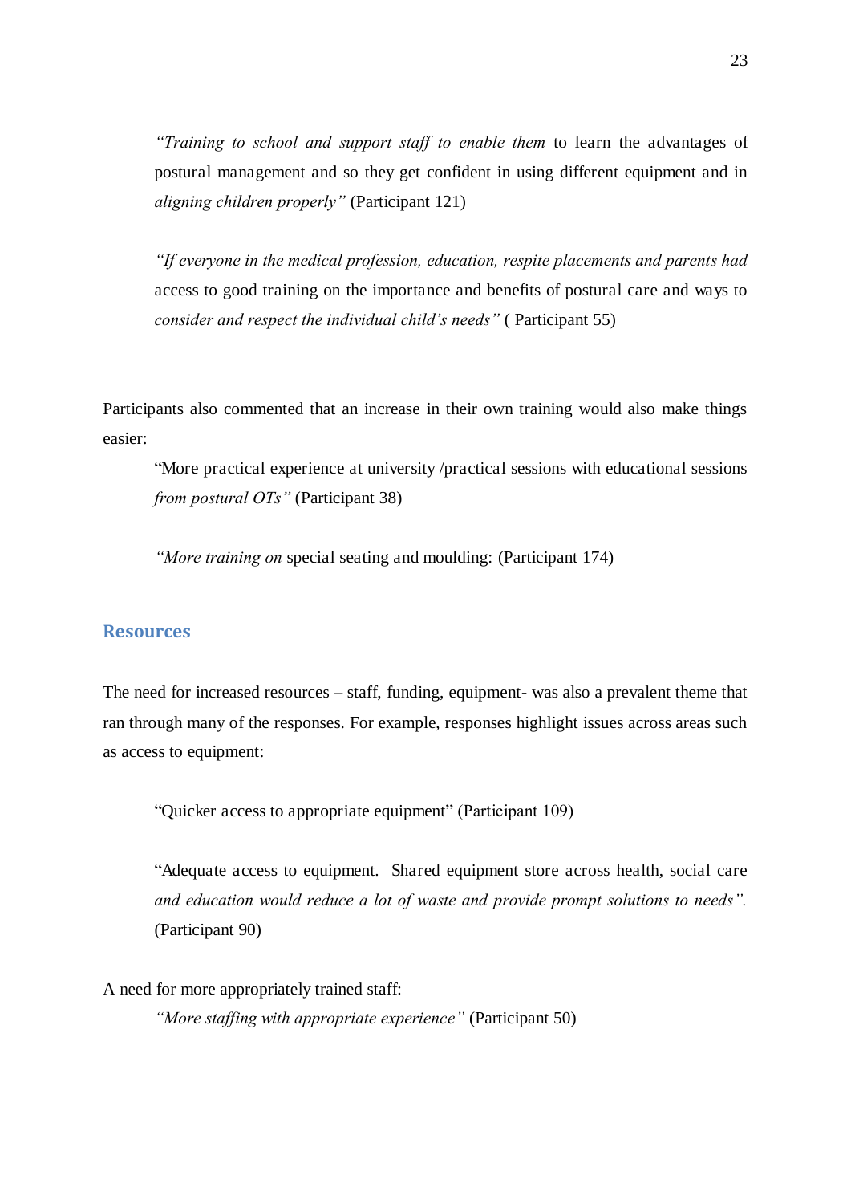> *"Training to school and support staff to enable them* to learn the advantages of postural management and so they get confident in using different equipment and in *aligning children properly"* (Participant 121)

> *"If everyone in the medical profession, education, respite placements and parents had* access to good training on the importance and benefits of postural care and ways to *consider and respect the individual child's needs"* ( Participant 55)

Participants also commented that an increase in their own training would also make things easier:

> "More practical experience at university /practical sessions with educational sessions *from postural OTs"* (Participant 38)

> *"More training on* special seating and moulding: (Participant 174)

## Resources

The need for increased resources – staff, funding, equipment- was also a prevalent theme that ran through many of the responses. For example, responses highlight issues across areas such as access to equipment:

> "Quicker access to appropriate equipment" (Participant 109)

> "Adequate access to equipment. Shared equipment store across health, social care *and education would reduce a lot of waste and provide prompt solutions to needs".* (Participant 90)

A need for more appropriately trained staff:

> *"More staffing with appropriate experience"* (Participant 50)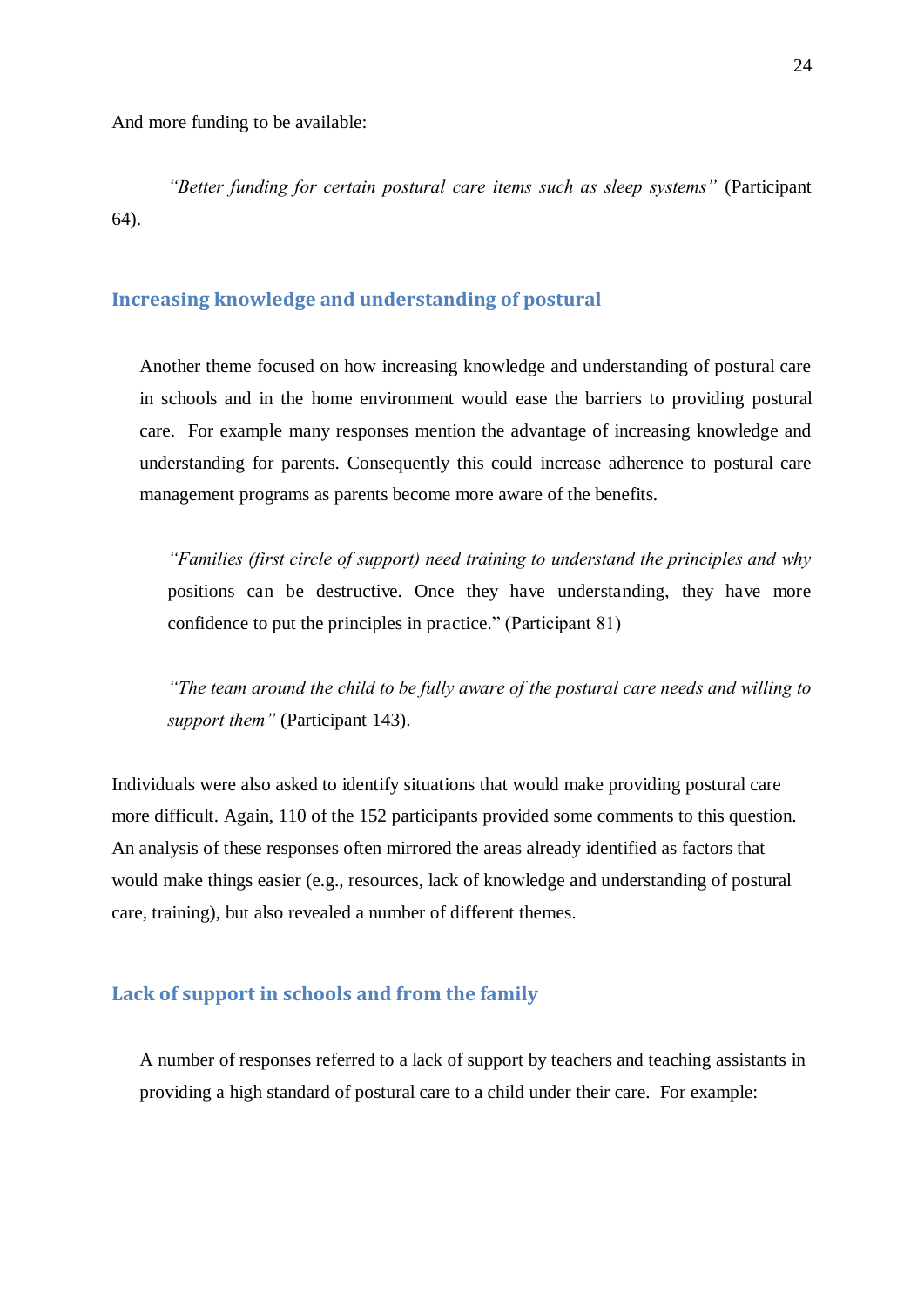And more funding to be available:

> *"Better funding for certain postural care items such as sleep systems"* (Participant 64).

### Increasing knowledge and understanding of postural

Another theme focused on how increasing knowledge and understanding of postural care in schools and in the home environment would ease the barriers to providing postural care. For example many responses mention the advantage of increasing knowledge and understanding for parents. Consequently this could increase adherence to postural care management programs as parents become more aware of the benefits.

> *"Families (first circle of support) need training to understand the principles and why* positions can be destructive. Once they have understanding, they have more confidence to put the principles in practice." (Participant 81)

> *"The team around the child to be fully aware of the postural care needs and willing to support them"* (Participant 143).

Individuals were also asked to identify situations that would make providing postural care more difficult. Again, 110 of the 152 participants provided some comments to this question. An analysis of these responses often mirrored the areas already identified as factors that would make things easier (e.g., resources, lack of knowledge and understanding of postural care, training), but also revealed a number of different themes.

### Lack of support in schools and from the family

A number of responses referred to a lack of support by teachers and teaching assistants in providing a high standard of postural care to a child under their care. For example: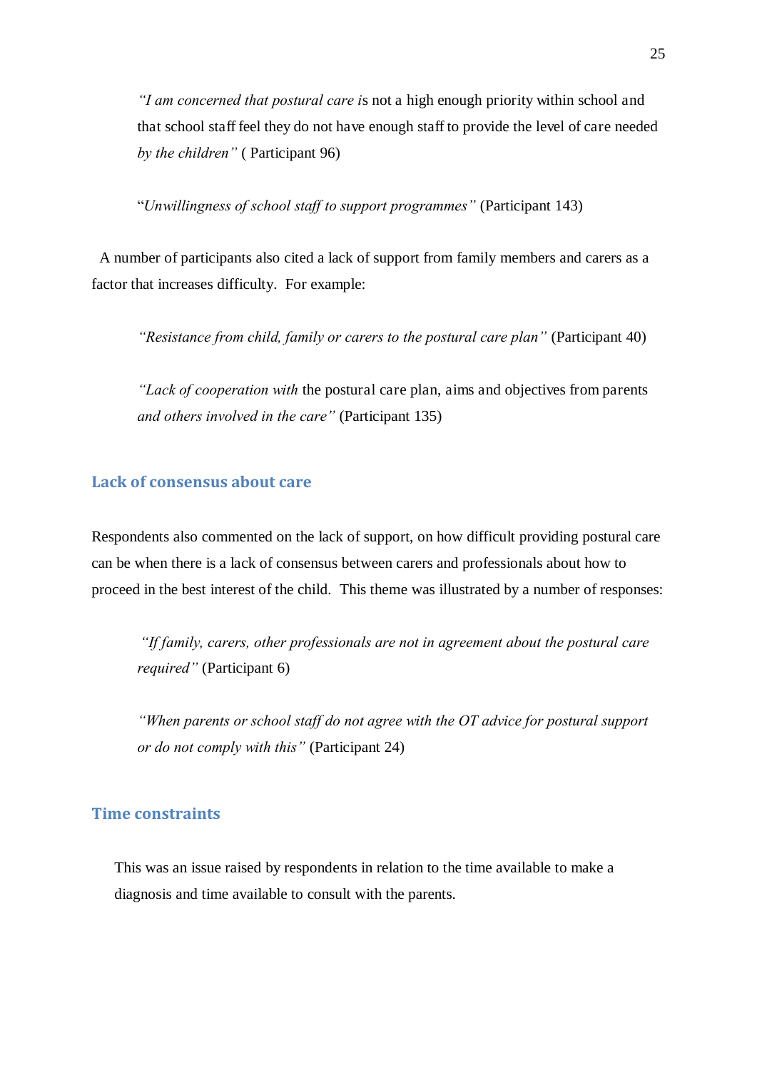> *"I am concerned that postural care i*s not a high enough priority within school and that school staff feel they do not have enough staff to provide the level of care needed *by the children"* ( Participant 96)

> "*Unwillingness of school staff to support programmes"* (Participant 143)

A number of participants also cited a lack of support from family members and carers as a factor that increases difficulty. For example:

> *"Resistance from child, family or carers to the postural care plan"* (Participant 40)

> *"Lack of cooperation with* the postural care plan, aims and objectives from parents *and others involved in the care"* (Participant 135)

## Lack of consensus about care

Respondents also commented on the lack of support, on how difficult providing postural care can be when there is a lack of consensus between carers and professionals about how to proceed in the best interest of the child. This theme was illustrated by a number of responses:

> *"If family, carers, other professionals are not in agreement about the postural care required"* (Participant 6)

> *"When parents or school staff do not agree with the OT advice for postural support or do not comply with this"* (Participant 24)

## Time constraints

This was an issue raised by respondents in relation to the time available to make a diagnosis and time available to consult with the parents.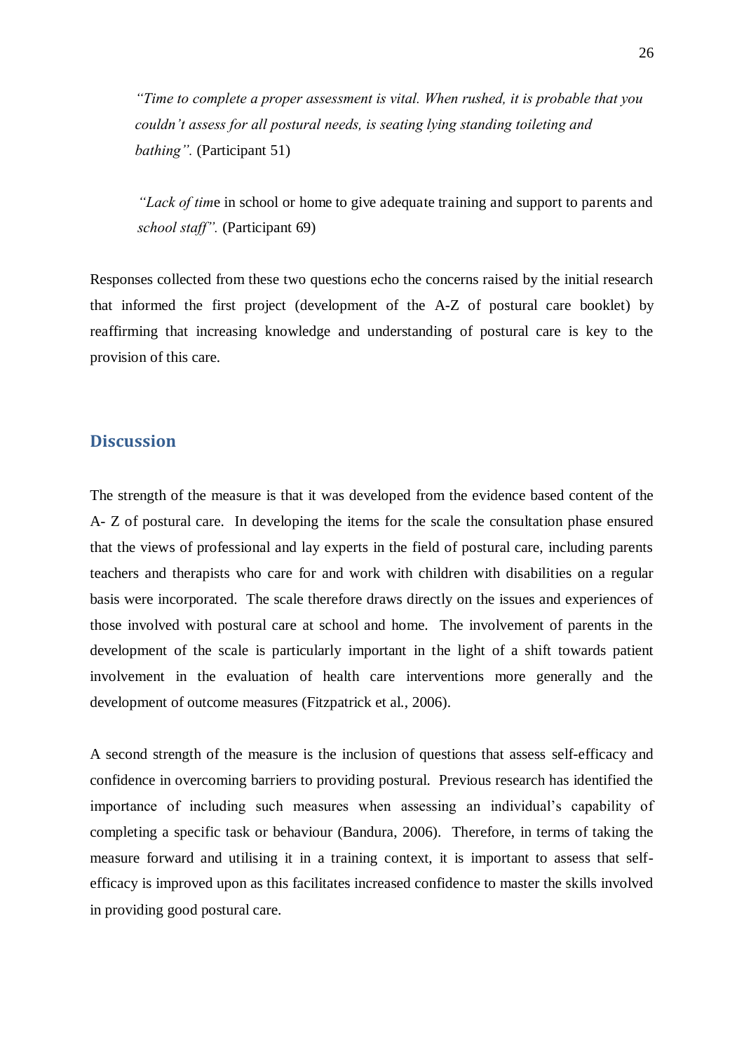> *"Time to complete a proper assessment is vital. When rushed, it is probable that you couldn't assess for all postural needs, is seating lying standing toileting and bathing".* (Participant 51)

> *"Lack of tim*e in school or home to give adequate training and support to parents and *school staff".* (Participant 69)

Responses collected from these two questions echo the concerns raised by the initial research that informed the first project (development of the A-Z of postural care booklet) by reaffirming that increasing knowledge and understanding of postural care is key to the provision of this care.

## Discussion

The strength of the measure is that it was developed from the evidence based content of the A- Z of postural care. In developing the items for the scale the consultation phase ensured that the views of professional and lay experts in the field of postural care, including parents teachers and therapists who care for and work with children with disabilities on a regular basis were incorporated. The scale therefore draws directly on the issues and experiences of those involved with postural care at school and home. The involvement of parents in the development of the scale is particularly important in the light of a shift towards patient involvement in the evaluation of health care interventions more generally and the development of outcome measures (Fitzpatrick et al., 2006).

A second strength of the measure is the inclusion of questions that assess self-efficacy and confidence in overcoming barriers to providing postural. Previous research has identified the importance of including such measures when assessing an individual's capability of completing a specific task or behaviour (Bandura, 2006). Therefore, in terms of taking the measure forward and utilising it in a training context, it is important to assess that self-efficacy is improved upon as this facilitates increased confidence to master the skills involved in providing good postural care.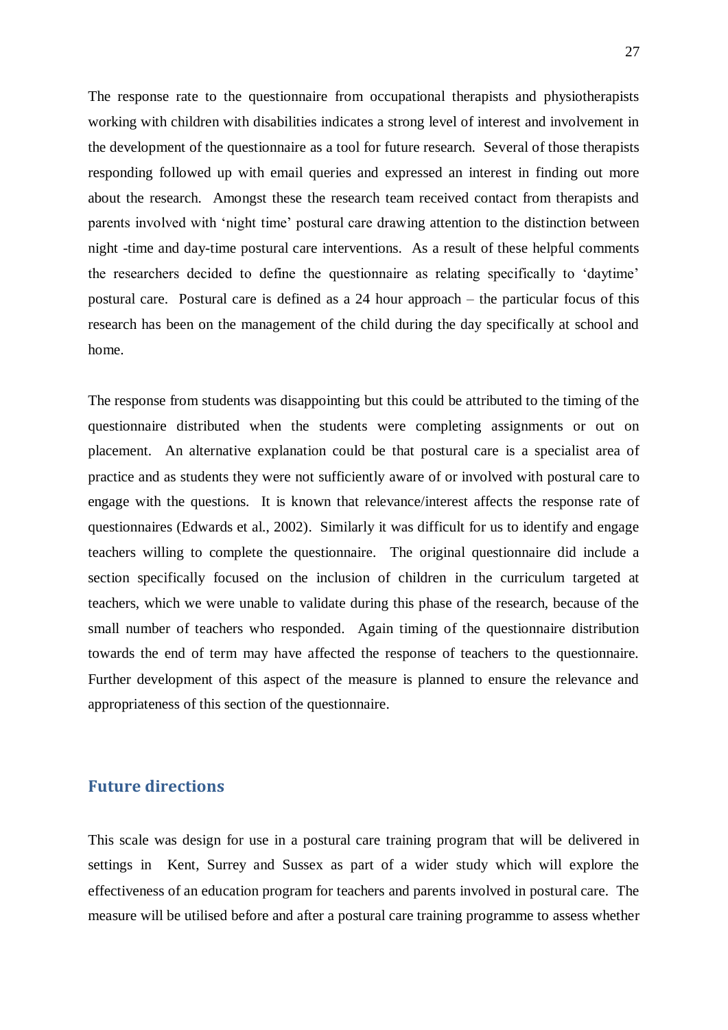The response rate to the questionnaire from occupational therapists and physiotherapists working with children with disabilities indicates a strong level of interest and involvement in the development of the questionnaire as a tool for future research. Several of those therapists responding followed up with email queries and expressed an interest in finding out more about the research. Amongst these the research team received contact from therapists and parents involved with 'night time' postural care drawing attention to the distinction between night -time and day-time postural care interventions. As a result of these helpful comments the researchers decided to define the questionnaire as relating specifically to 'daytime' postural care. Postural care is defined as a 24 hour approach – the particular focus of this research has been on the management of the child during the day specifically at school and home.

The response from students was disappointing but this could be attributed to the timing of the questionnaire distributed when the students were completing assignments or out on placement. An alternative explanation could be that postural care is a specialist area of practice and as students they were not sufficiently aware of or involved with postural care to engage with the questions. It is known that relevance/interest affects the response rate of questionnaires (Edwards et al., 2002). Similarly it was difficult for us to identify and engage teachers willing to complete the questionnaire. The original questionnaire did include a section specifically focused on the inclusion of children in the curriculum targeted at teachers, which we were unable to validate during this phase of the research, because of the small number of teachers who responded. Again timing of the questionnaire distribution towards the end of term may have affected the response of teachers to the questionnaire. Further development of this aspect of the measure is planned to ensure the relevance and appropriateness of this section of the questionnaire.

## Future directions

This scale was design for use in a postural care training program that will be delivered in settings in Kent, Surrey and Sussex as part of a wider study which will explore the effectiveness of an education program for teachers and parents involved in postural care. The measure will be utilised before and after a postural care training programme to assess whether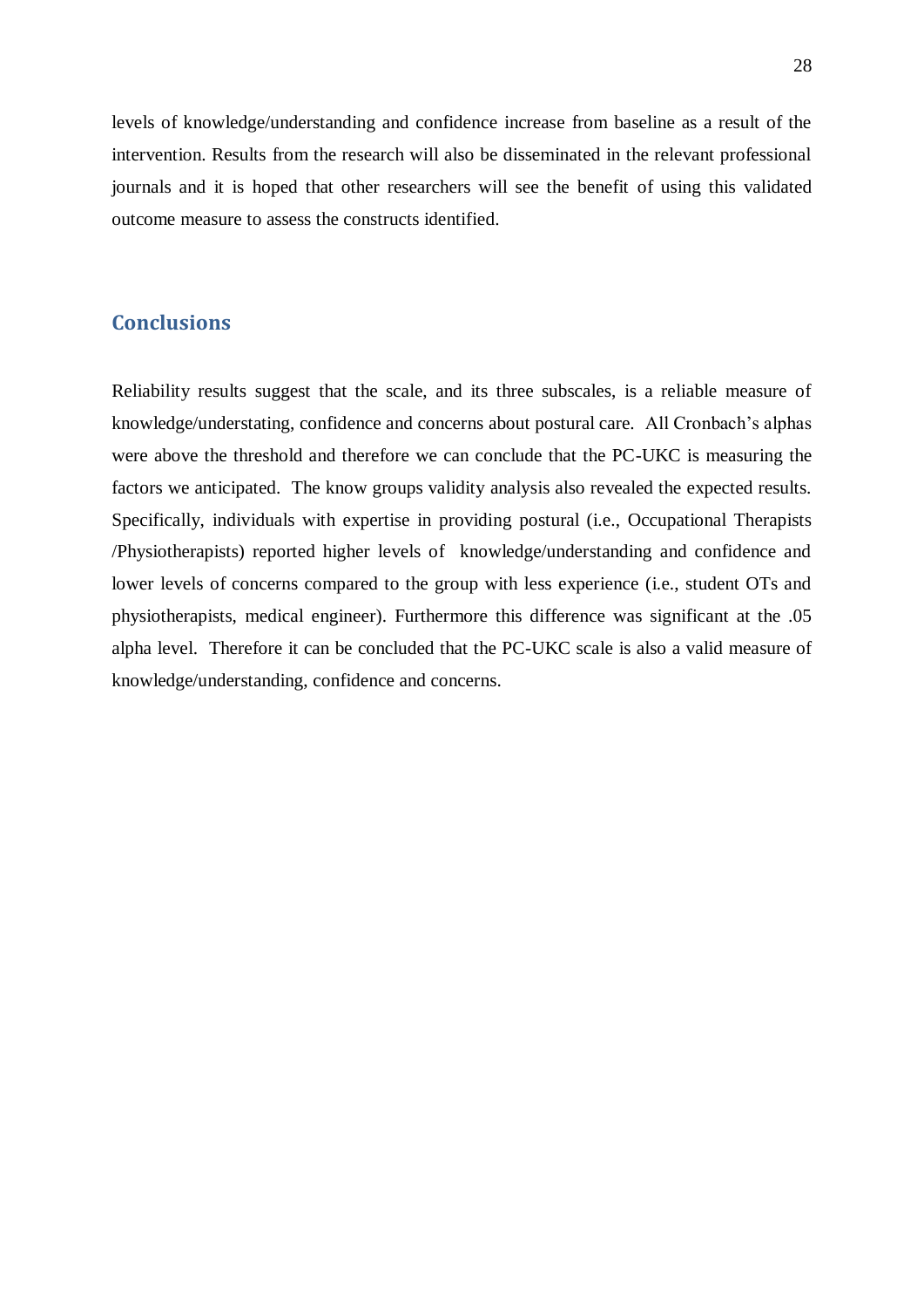levels of knowledge/understanding and confidence increase from baseline as a result of the intervention. Results from the research will also be disseminated in the relevant professional journals and it is hoped that other researchers will see the benefit of using this validated outcome measure to assess the constructs identified.

## Conclusions

Reliability results suggest that the scale, and its three subscales, is a reliable measure of knowledge/understating, confidence and concerns about postural care. All Cronbach's alphas were above the threshold and therefore we can conclude that the PC-UKC is measuring the factors we anticipated. The know groups validity analysis also revealed the expected results. Specifically, individuals with expertise in providing postural (i.e., Occupational Therapists /Physiotherapists) reported higher levels of knowledge/understanding and confidence and lower levels of concerns compared to the group with less experience (i.e., student OTs and physiotherapists, medical engineer). Furthermore this difference was significant at the .05 alpha level. Therefore it can be concluded that the PC-UKC scale is also a valid measure of knowledge/understanding, confidence and concerns.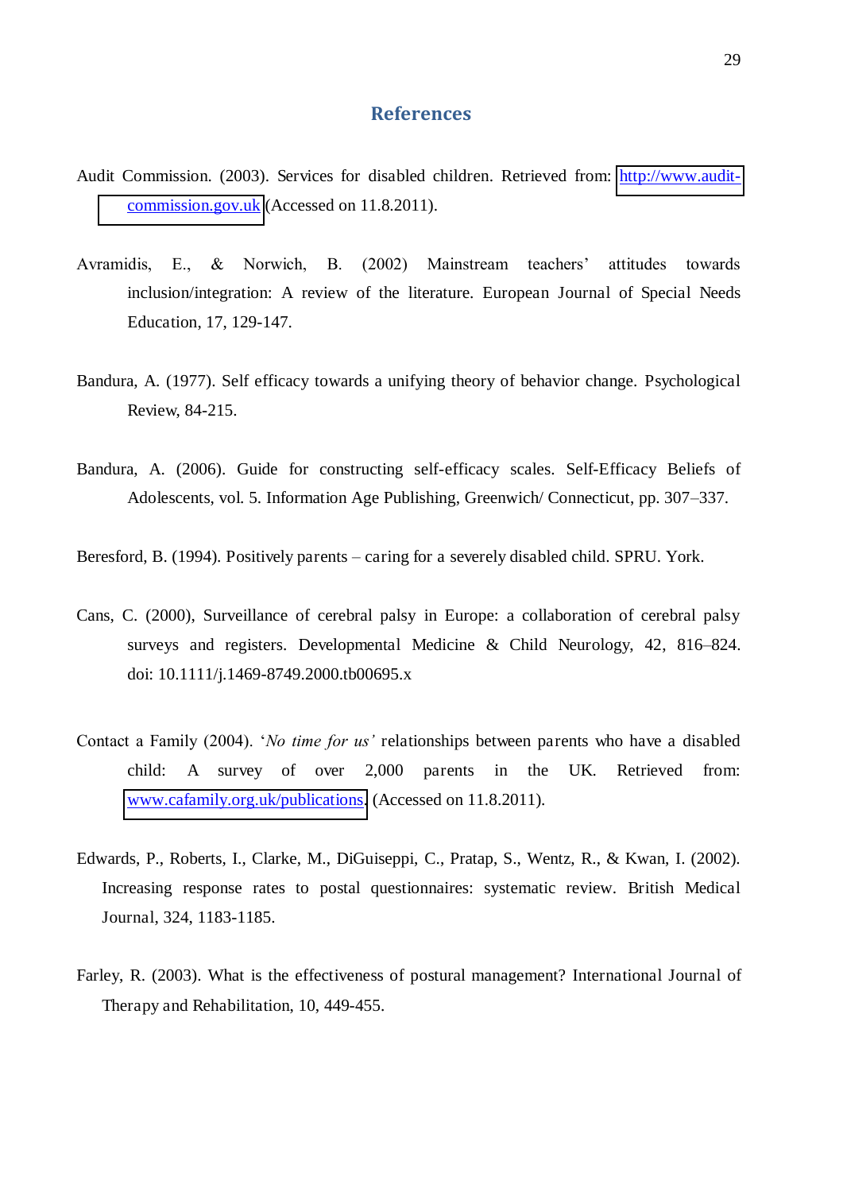# References

Audit Commission. (2003). Services for disabled children. Retrieved from: http://www.audit-commission.gov.uk (Accessed on 11.8.2011).

Avramidis, E., & Norwich, B. (2002) Mainstream teachers' attitudes towards inclusion/integration: A review of the literature. European Journal of Special Needs Education, 17, 129-147.

Bandura, A. (1977). Self efficacy towards a unifying theory of behavior change. Psychological Review, 84-215.

Bandura, A. (2006). Guide for constructing self-efficacy scales. Self-Efficacy Beliefs of Adolescents, vol. 5. Information Age Publishing, Greenwich/ Connecticut, pp. 307–337.

Beresford, B. (1994). Positively parents – caring for a severely disabled child. SPRU. York.

Cans, C. (2000), Surveillance of cerebral palsy in Europe: a collaboration of cerebral palsy surveys and registers. Developmental Medicine & Child Neurology, 42, 816–824. doi: 10.1111/j.1469-8749.2000.tb00695.x

Contact a Family (2004). '*No time for us'* relationships between parents who have a disabled child: A survey of over 2,000 parents in the UK. Retrieved from: www.cafamily.org.uk/publications. (Accessed on 11.8.2011).

Edwards, P., Roberts, I., Clarke, M., DiGuiseppi, C., Pratap, S., Wentz, R., & Kwan, I. (2002). Increasing response rates to postal questionnaires: systematic review. British Medical Journal, 324, 1183-1185.

Farley, R. (2003). What is the effectiveness of postural management? International Journal of Therapy and Rehabilitation, 10, 449-455.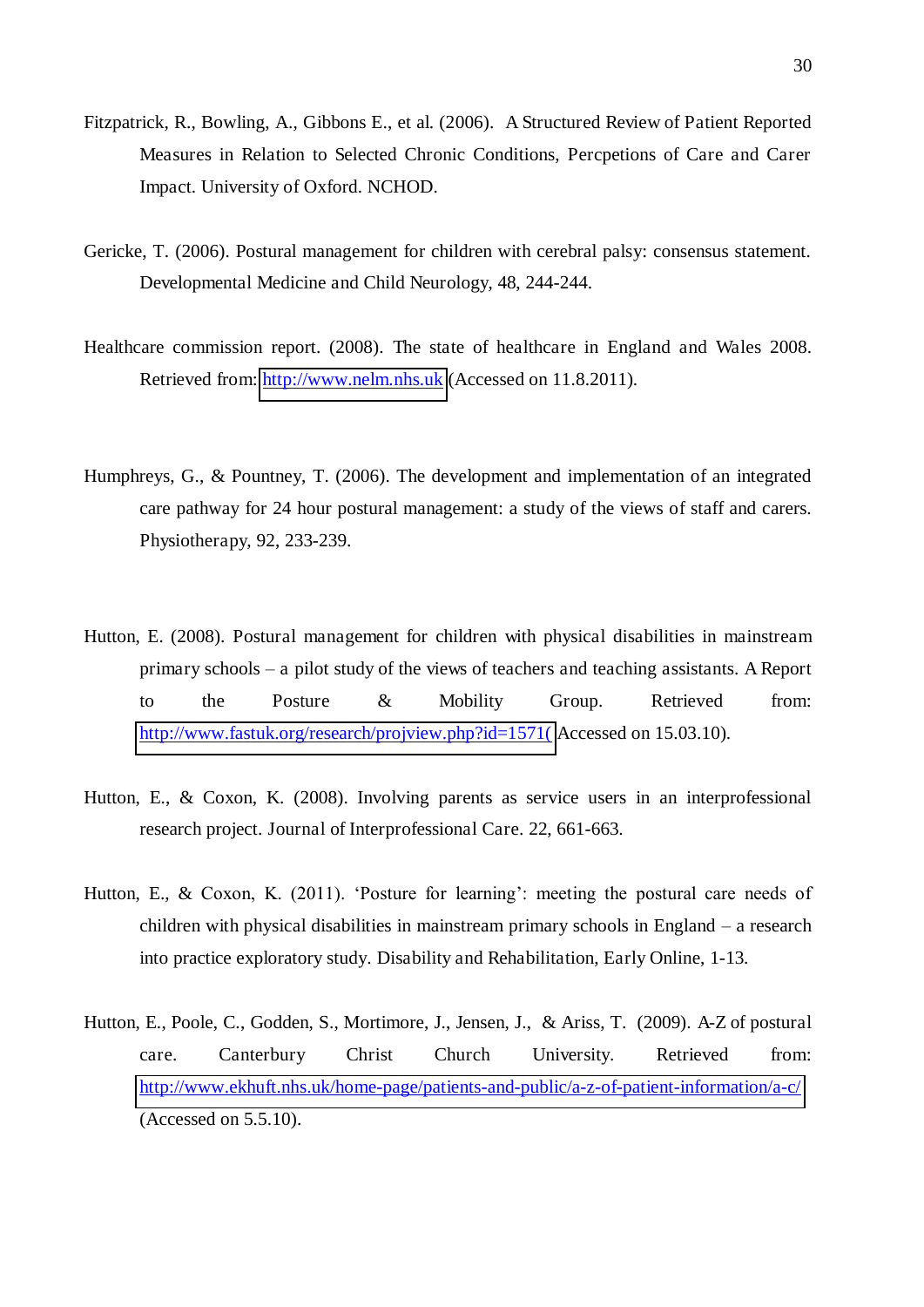Fitzpatrick, R., Bowling, A., Gibbons E., et al. (2006). A Structured Review of Patient Reported Measures in Relation to Selected Chronic Conditions, Percpetions of Care and Carer Impact. University of Oxford. NCHOD.

Gericke, T. (2006). Postural management for children with cerebral palsy: consensus statement. Developmental Medicine and Child Neurology, 48, 244-244.

Healthcare commission report. (2008). The state of healthcare in England and Wales 2008. Retrieved from: http://www.nelm.nhs.uk (Accessed on 11.8.2011).

Humphreys, G., & Pountney, T. (2006). The development and implementation of an integrated care pathway for 24 hour postural management: a study of the views of staff and carers. Physiotherapy, 92, 233-239.

Hutton, E. (2008). Postural management for children with physical disabilities in mainstream primary schools – a pilot study of the views of teachers and teaching assistants. A Report to the Posture & Mobility Group. Retrieved from: http://www.fastuk.org/research/projview.php?id=1571( Accessed on 15.03.10).

Hutton, E., & Coxon, K. (2008). Involving parents as service users in an interprofessional research project. Journal of Interprofessional Care. 22, 661-663.

Hutton, E., & Coxon, K. (2011). 'Posture for learning': meeting the postural care needs of children with physical disabilities in mainstream primary schools in England – a research into practice exploratory study. Disability and Rehabilitation, Early Online, 1-13.

Hutton, E., Poole, C., Godden, S., Mortimore, J., Jensen, J., & Ariss, T. (2009). A-Z of postural care. Canterbury Christ Church University. Retrieved from: http://www.ekhuft.nhs.uk/home-page/patients-and-public/a-z-of-patient-information/a-c/ (Accessed on 5.5.10).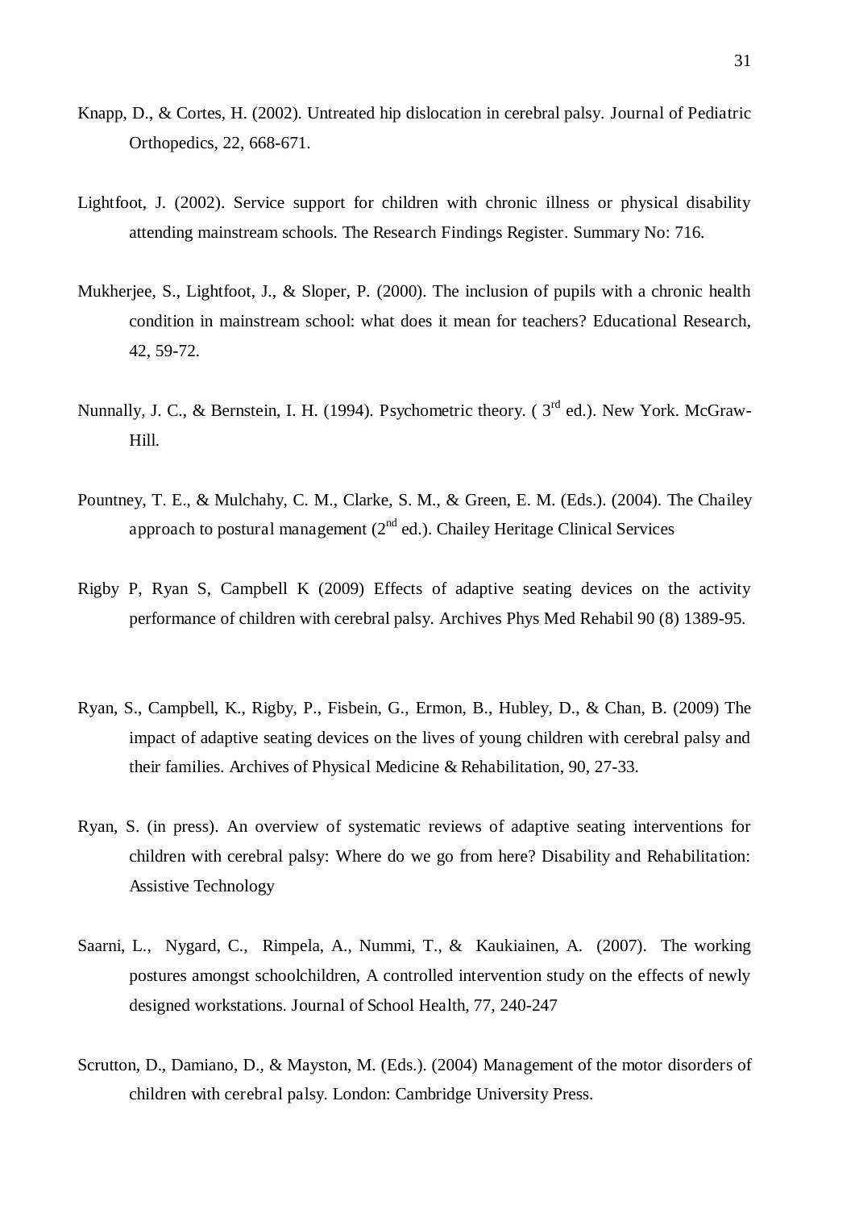Knapp, D., & Cortes, H. (2002). Untreated hip dislocation in cerebral palsy. Journal of Pediatric Orthopedics, 22, 668-671.

Lightfoot, J. (2002). Service support for children with chronic illness or physical disability attending mainstream schools. The Research Findings Register. Summary No: 716.

Mukherjee, S., Lightfoot, J., & Sloper, P. (2000). The inclusion of pupils with a chronic health condition in mainstream school: what does it mean for teachers? Educational Research, 42, 59-72.

Nunnally, J. C., & Bernstein, I. H. (1994). Psychometric theory. ( 3rd ed.). New York. McGraw-Hill.

Pountney, T. E., & Mulchahy, C. M., Clarke, S. M., & Green, E. M. (Eds.). (2004). The Chailey approach to postural management (2nd ed.). Chailey Heritage Clinical Services

Rigby P, Ryan S, Campbell K (2009) Effects of adaptive seating devices on the activity performance of children with cerebral palsy. Archives Phys Med Rehabil 90 (8) 1389-95.

Ryan, S., Campbell, K., Rigby, P., Fisbein, G., Ermon, B., Hubley, D., & Chan, B. (2009) The impact of adaptive seating devices on the lives of young children with cerebral palsy and their families. Archives of Physical Medicine & Rehabilitation, 90, 27-33.

Ryan, S. (in press). An overview of systematic reviews of adaptive seating interventions for children with cerebral palsy: Where do we go from here? Disability and Rehabilitation: Assistive Technology

Saarni, L., Nygard, C., Rimpela, A., Nummi, T., & Kaukiainen, A. (2007). The working postures amongst schoolchildren, A controlled intervention study on the effects of newly designed workstations. Journal of School Health, 77, 240-247

Scrutton, D., Damiano, D., & Mayston, M. (Eds.). (2004) Management of the motor disorders of children with cerebral palsy. London: Cambridge University Press.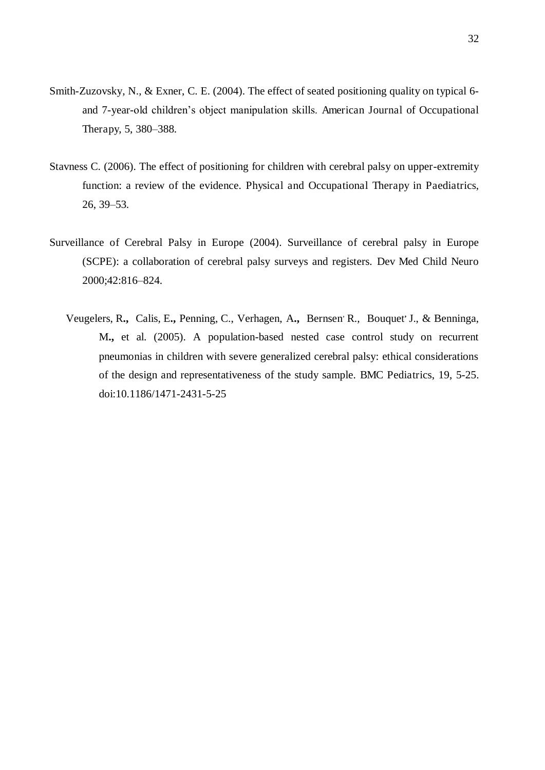Smith-Zuzovsky, N., & Exner, C. E. (2004). The effect of seated positioning quality on typical 6- and 7-year-old children's object manipulation skills. American Journal of Occupational Therapy, 5, 380–388.

Stavness C. (2006). The effect of positioning for children with cerebral palsy on upper-extremity function: a review of the evidence. Physical and Occupational Therapy in Paediatrics, 26, 39–53.

Surveillance of Cerebral Palsy in Europe (2004). Surveillance of cerebral palsy in Europe (SCPE): a collaboration of cerebral palsy surveys and registers. Dev Med Child Neuro 2000;42:816–824.

Veugelers, R**.,** Calis, E**.,** Penning, C., Verhagen, A**.,** Bernsen, R., Bouquet, J., & Benninga, M**.,** et al. (2005). A population-based nested case control study on recurrent pneumonias in children with severe generalized cerebral palsy: ethical considerations of the design and representativeness of the study sample. BMC Pediatrics, 19, 5-25. doi:10.1186/1471-2431-5-25